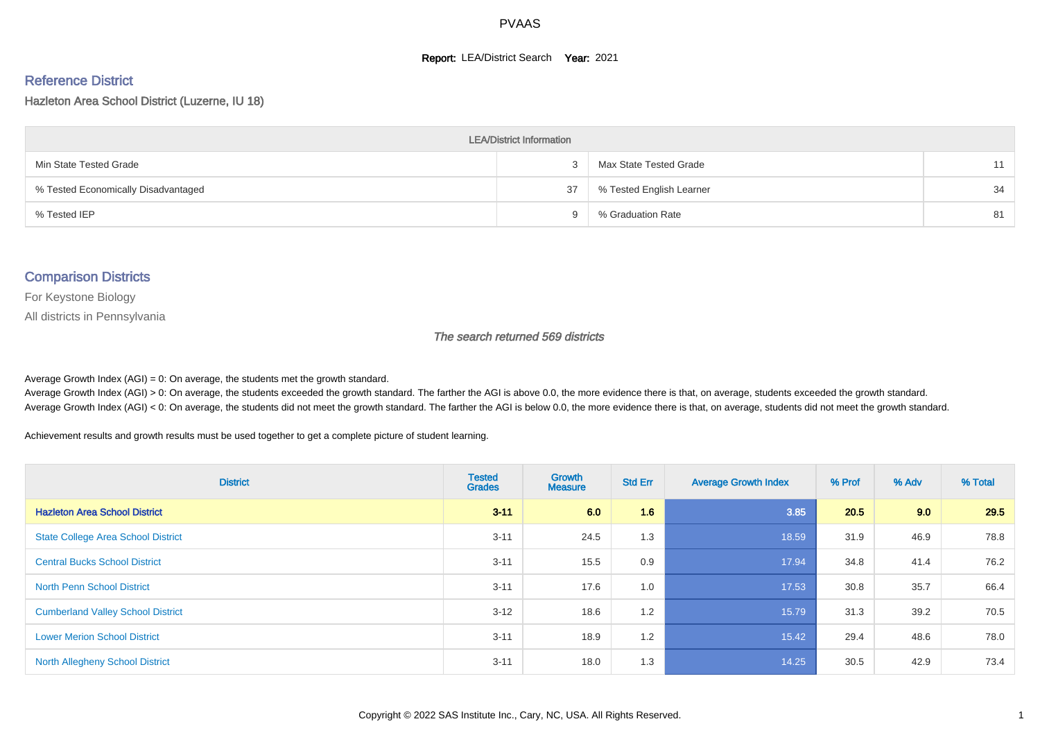# PVAAS

**Report:** LEA/District Search **Year:** 2021

## Reference District

Hazleton Area School District (Luzerne, IU 18)

| LEA/District Information | | | |
|---|---|---|---|
| Min State Tested Grade | 3 | Max State Tested Grade | 11 |
| % Tested Economically Disadvantaged | 37 | % Tested English Learner | 34 |
| % Tested IEP | 9 | % Graduation Rate | 81 |

## Comparison Districts

For Keystone Biology

All districts in Pennsylvania

*The search returned 569 districts*

Average Growth Index (AGI) = 0: On average, the students met the growth standard.

Average Growth Index (AGI) > 0: On average, the students exceeded the growth standard. The farther the AGI is above 0.0, the more evidence there is that, on average, students exceeded the growth standard.

Average Growth Index (AGI) < 0: On average, the students did not meet the growth standard. The farther the AGI is below 0.0, the more evidence there is that, on average, students did not meet the growth standard.

Achievement results and growth results must be used together to get a complete picture of student learning.

| District | Tested Grades | Growth Measure | Std Err | Average Growth Index | % Prof | % Adv | % Total |
|---|---|---|---|---|---|---|---|
| **Hazleton Area School District** | **3-11** | **6.0** | **1.6** | **3.85** | **20.5** | **9.0** | **29.5** |
| State College Area School District | 3-11 | 24.5 | 1.3 | 18.59 | 31.9 | 46.9 | 78.8 |
| Central Bucks School District | 3-11 | 15.5 | 0.9 | 17.94 | 34.8 | 41.4 | 76.2 |
| North Penn School District | 3-11 | 17.6 | 1.0 | 17.53 | 30.8 | 35.7 | 66.4 |
| Cumberland Valley School District | 3-12 | 18.6 | 1.2 | 15.79 | 31.3 | 39.2 | 70.5 |
| Lower Merion School District | 3-11 | 18.9 | 1.2 | 15.42 | 29.4 | 48.6 | 78.0 |
| North Allegheny School District | 3-11 | 18.0 | 1.3 | 14.25 | 30.5 | 42.9 | 73.4 |

Copyright © 2022 SAS Institute Inc., Cary, NC, USA. All Rights Reserved.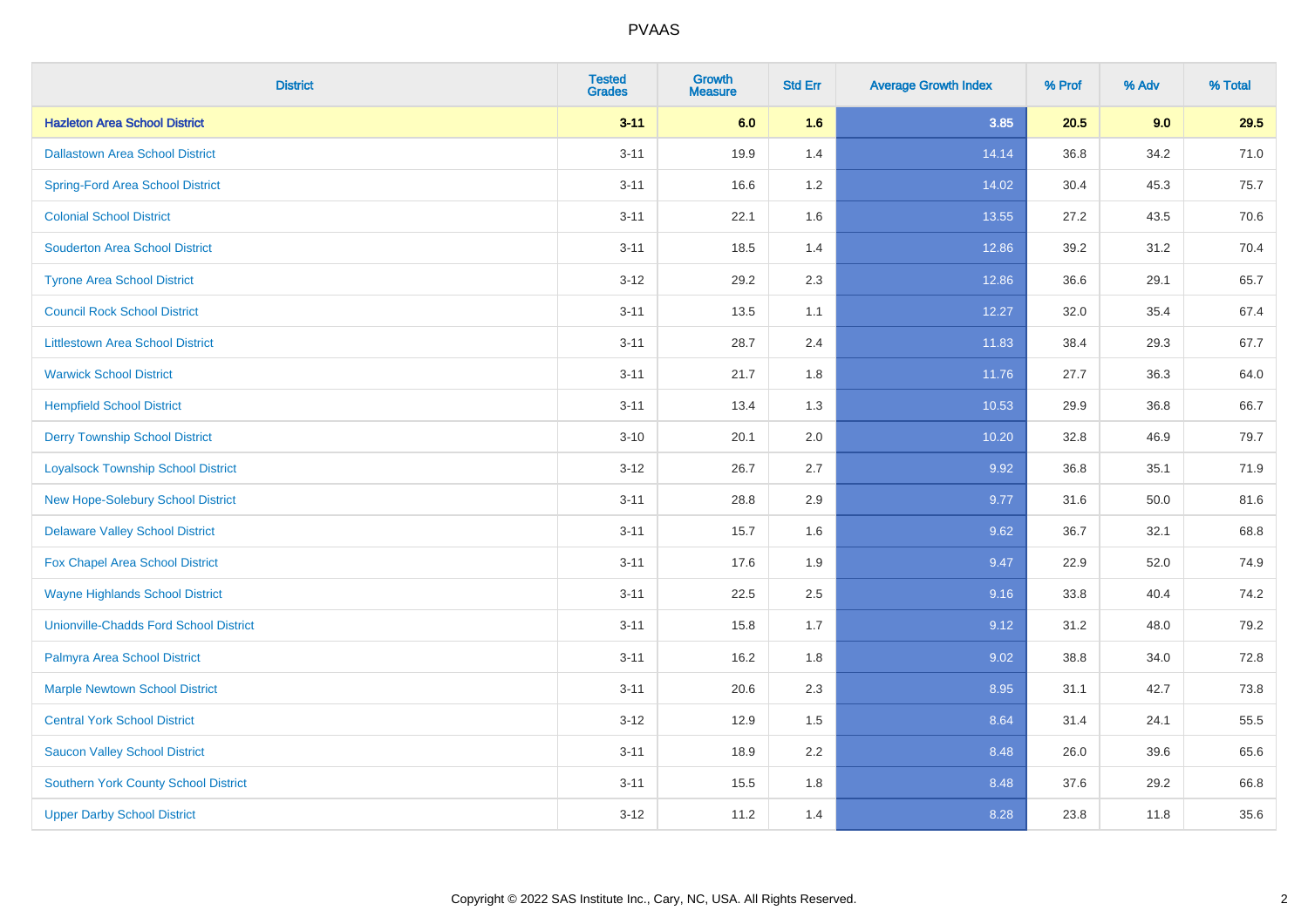| District | Tested Grades | Growth Measure | Std Err | Average Growth Index | % Prof | % Adv | % Total |
|---|---|---|---|---|---|---|---|
| **Hazleton Area School District** | **3-11** | **6.0** | **1.6** | **3.85** | **20.5** | **9.0** | **29.5** |
| Dallastown Area School District | 3-11 | 19.9 | 1.4 | 14.14 | 36.8 | 34.2 | 71.0 |
| Spring-Ford Area School District | 3-11 | 16.6 | 1.2 | 14.02 | 30.4 | 45.3 | 75.7 |
| Colonial School District | 3-11 | 22.1 | 1.6 | 13.55 | 27.2 | 43.5 | 70.6 |
| Souderton Area School District | 3-11 | 18.5 | 1.4 | 12.86 | 39.2 | 31.2 | 70.4 |
| Tyrone Area School District | 3-12 | 29.2 | 2.3 | 12.86 | 36.6 | 29.1 | 65.7 |
| Council Rock School District | 3-11 | 13.5 | 1.1 | 12.27 | 32.0 | 35.4 | 67.4 |
| Littlestown Area School District | 3-11 | 28.7 | 2.4 | 11.83 | 38.4 | 29.3 | 67.7 |
| Warwick School District | 3-11 | 21.7 | 1.8 | 11.76 | 27.7 | 36.3 | 64.0 |
| Hempfield School District | 3-11 | 13.4 | 1.3 | 10.53 | 29.9 | 36.8 | 66.7 |
| Derry Township School District | 3-10 | 20.1 | 2.0 | 10.20 | 32.8 | 46.9 | 79.7 |
| Loyalsock Township School District | 3-12 | 26.7 | 2.7 | 9.92 | 36.8 | 35.1 | 71.9 |
| New Hope-Solebury School District | 3-11 | 28.8 | 2.9 | 9.77 | 31.6 | 50.0 | 81.6 |
| Delaware Valley School District | 3-11 | 15.7 | 1.6 | 9.62 | 36.7 | 32.1 | 68.8 |
| Fox Chapel Area School District | 3-11 | 17.6 | 1.9 | 9.47 | 22.9 | 52.0 | 74.9 |
| Wayne Highlands School District | 3-11 | 22.5 | 2.5 | 9.16 | 33.8 | 40.4 | 74.2 |
| Unionville-Chadds Ford School District | 3-11 | 15.8 | 1.7 | 9.12 | 31.2 | 48.0 | 79.2 |
| Palmyra Area School District | 3-11 | 16.2 | 1.8 | 9.02 | 38.8 | 34.0 | 72.8 |
| Marple Newtown School District | 3-11 | 20.6 | 2.3 | 8.95 | 31.1 | 42.7 | 73.8 |
| Central York School District | 3-12 | 12.9 | 1.5 | 8.64 | 31.4 | 24.1 | 55.5 |
| Saucon Valley School District | 3-11 | 18.9 | 2.2 | 8.48 | 26.0 | 39.6 | 65.6 |
| Southern York County School District | 3-11 | 15.5 | 1.8 | 8.48 | 37.6 | 29.2 | 66.8 |
| Upper Darby School District | 3-12 | 11.2 | 1.4 | 8.28 | 23.8 | 11.8 | 35.6 |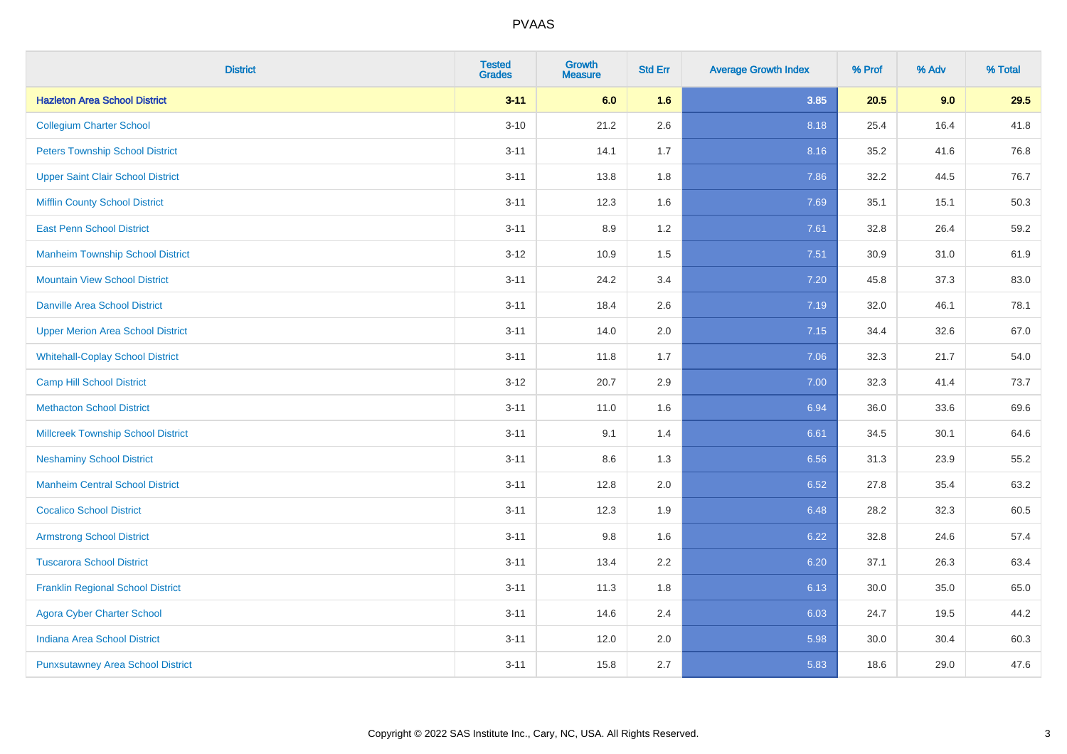# PVAAS

| District | Tested Grades | Growth Measure | Std Err | Average Growth Index | % Prof | % Adv | % Total |
|---|---|---|---|---|---|---|---|
| **Hazleton Area School District** | **3-11** | **6.0** | **1.6** | **3.85** | **20.5** | **9.0** | **29.5** |
| Collegium Charter School | 3-10 | 21.2 | 2.6 | 8.18 | 25.4 | 16.4 | 41.8 |
| Peters Township School District | 3-11 | 14.1 | 1.7 | 8.16 | 35.2 | 41.6 | 76.8 |
| Upper Saint Clair School District | 3-11 | 13.8 | 1.8 | 7.86 | 32.2 | 44.5 | 76.7 |
| Mifflin County School District | 3-11 | 12.3 | 1.6 | 7.69 | 35.1 | 15.1 | 50.3 |
| East Penn School District | 3-11 | 8.9 | 1.2 | 7.61 | 32.8 | 26.4 | 59.2 |
| Manheim Township School District | 3-12 | 10.9 | 1.5 | 7.51 | 30.9 | 31.0 | 61.9 |
| Mountain View School District | 3-11 | 24.2 | 3.4 | 7.20 | 45.8 | 37.3 | 83.0 |
| Danville Area School District | 3-11 | 18.4 | 2.6 | 7.19 | 32.0 | 46.1 | 78.1 |
| Upper Merion Area School District | 3-11 | 14.0 | 2.0 | 7.15 | 34.4 | 32.6 | 67.0 |
| Whitehall-Coplay School District | 3-11 | 11.8 | 1.7 | 7.06 | 32.3 | 21.7 | 54.0 |
| Camp Hill School District | 3-12 | 20.7 | 2.9 | 7.00 | 32.3 | 41.4 | 73.7 |
| Methacton School District | 3-11 | 11.0 | 1.6 | 6.94 | 36.0 | 33.6 | 69.6 |
| Millcreek Township School District | 3-11 | 9.1 | 1.4 | 6.61 | 34.5 | 30.1 | 64.6 |
| Neshaminy School District | 3-11 | 8.6 | 1.3 | 6.56 | 31.3 | 23.9 | 55.2 |
| Manheim Central School District | 3-11 | 12.8 | 2.0 | 6.52 | 27.8 | 35.4 | 63.2 |
| Cocalico School District | 3-11 | 12.3 | 1.9 | 6.48 | 28.2 | 32.3 | 60.5 |
| Armstrong School District | 3-11 | 9.8 | 1.6 | 6.22 | 32.8 | 24.6 | 57.4 |
| Tuscarora School District | 3-11 | 13.4 | 2.2 | 6.20 | 37.1 | 26.3 | 63.4 |
| Franklin Regional School District | 3-11 | 11.3 | 1.8 | 6.13 | 30.0 | 35.0 | 65.0 |
| Agora Cyber Charter School | 3-11 | 14.6 | 2.4 | 6.03 | 24.7 | 19.5 | 44.2 |
| Indiana Area School District | 3-11 | 12.0 | 2.0 | 5.98 | 30.0 | 30.4 | 60.3 |
| Punxsutawney Area School District | 3-11 | 15.8 | 2.7 | 5.83 | 18.6 | 29.0 | 47.6 |

Copyright © 2022 SAS Institute Inc., Cary, NC, USA. All Rights Reserved.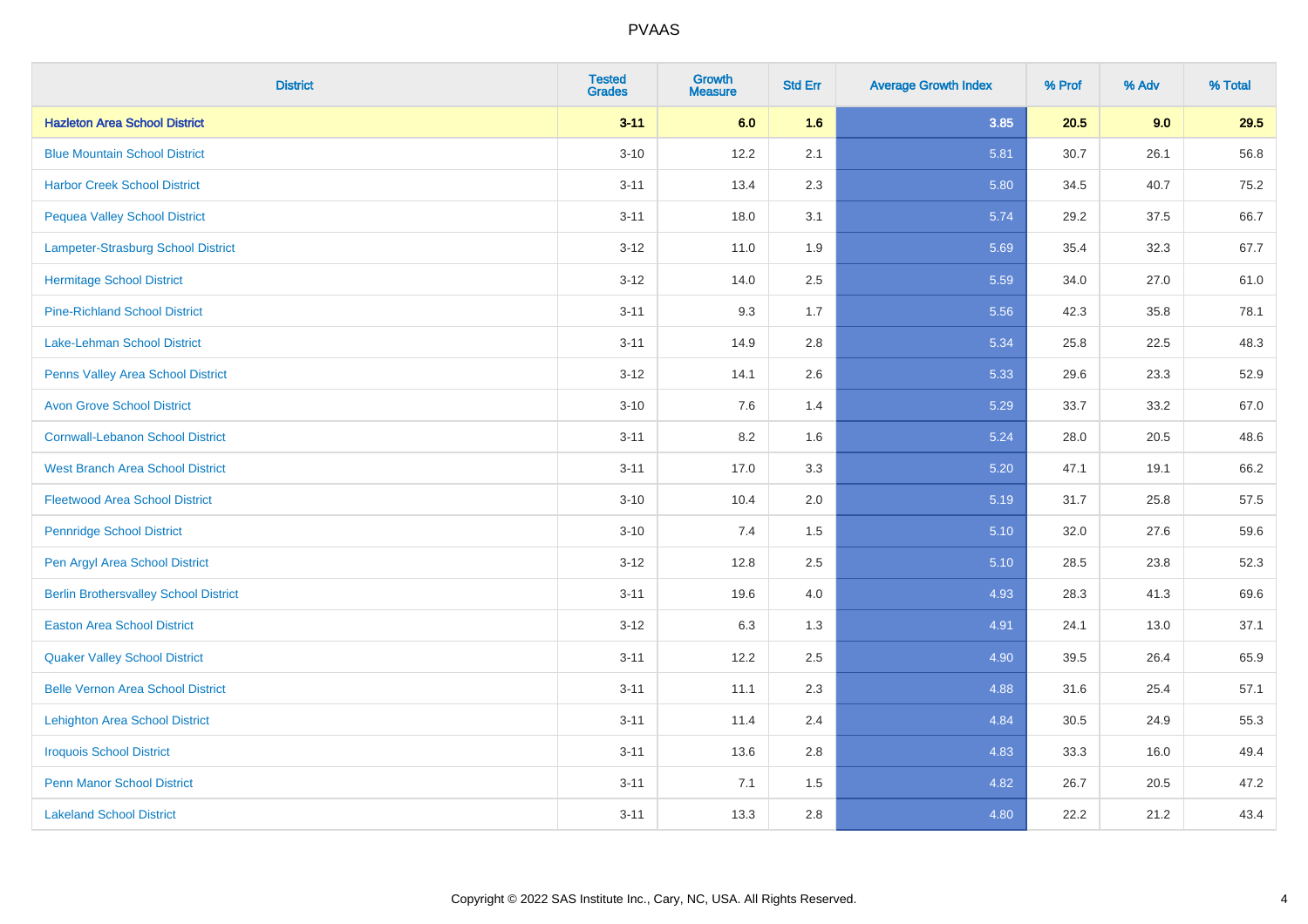# PVAAS

| District | Tested Grades | Growth Measure | Std Err | Average Growth Index | % Prof | % Adv | % Total |
|---|---|---|---|---|---|---|---|
| **Hazleton Area School District** | **3-11** | **6.0** | **1.6** | **3.85** | **20.5** | **9.0** | **29.5** |
| Blue Mountain School District | 3-10 | 12.2 | 2.1 | 5.81 | 30.7 | 26.1 | 56.8 |
| Harbor Creek School District | 3-11 | 13.4 | 2.3 | 5.80 | 34.5 | 40.7 | 75.2 |
| Pequea Valley School District | 3-11 | 18.0 | 3.1 | 5.74 | 29.2 | 37.5 | 66.7 |
| Lampeter-Strasburg School District | 3-12 | 11.0 | 1.9 | 5.69 | 35.4 | 32.3 | 67.7 |
| Hermitage School District | 3-12 | 14.0 | 2.5 | 5.59 | 34.0 | 27.0 | 61.0 |
| Pine-Richland School District | 3-11 | 9.3 | 1.7 | 5.56 | 42.3 | 35.8 | 78.1 |
| Lake-Lehman School District | 3-11 | 14.9 | 2.8 | 5.34 | 25.8 | 22.5 | 48.3 |
| Penns Valley Area School District | 3-12 | 14.1 | 2.6 | 5.33 | 29.6 | 23.3 | 52.9 |
| Avon Grove School District | 3-10 | 7.6 | 1.4 | 5.29 | 33.7 | 33.2 | 67.0 |
| Cornwall-Lebanon School District | 3-11 | 8.2 | 1.6 | 5.24 | 28.0 | 20.5 | 48.6 |
| West Branch Area School District | 3-11 | 17.0 | 3.3 | 5.20 | 47.1 | 19.1 | 66.2 |
| Fleetwood Area School District | 3-10 | 10.4 | 2.0 | 5.19 | 31.7 | 25.8 | 57.5 |
| Pennridge School District | 3-10 | 7.4 | 1.5 | 5.10 | 32.0 | 27.6 | 59.6 |
| Pen Argyl Area School District | 3-12 | 12.8 | 2.5 | 5.10 | 28.5 | 23.8 | 52.3 |
| Berlin Brothersvalley School District | 3-11 | 19.6 | 4.0 | 4.93 | 28.3 | 41.3 | 69.6 |
| Easton Area School District | 3-12 | 6.3 | 1.3 | 4.91 | 24.1 | 13.0 | 37.1 |
| Quaker Valley School District | 3-11 | 12.2 | 2.5 | 4.90 | 39.5 | 26.4 | 65.9 |
| Belle Vernon Area School District | 3-11 | 11.1 | 2.3 | 4.88 | 31.6 | 25.4 | 57.1 |
| Lehighton Area School District | 3-11 | 11.4 | 2.4 | 4.84 | 30.5 | 24.9 | 55.3 |
| Iroquois School District | 3-11 | 13.6 | 2.8 | 4.83 | 33.3 | 16.0 | 49.4 |
| Penn Manor School District | 3-11 | 7.1 | 1.5 | 4.82 | 26.7 | 20.5 | 47.2 |
| Lakeland School District | 3-11 | 13.3 | 2.8 | 4.80 | 22.2 | 21.2 | 43.4 |

Copyright © 2022 SAS Institute Inc., Cary, NC, USA. All Rights Reserved.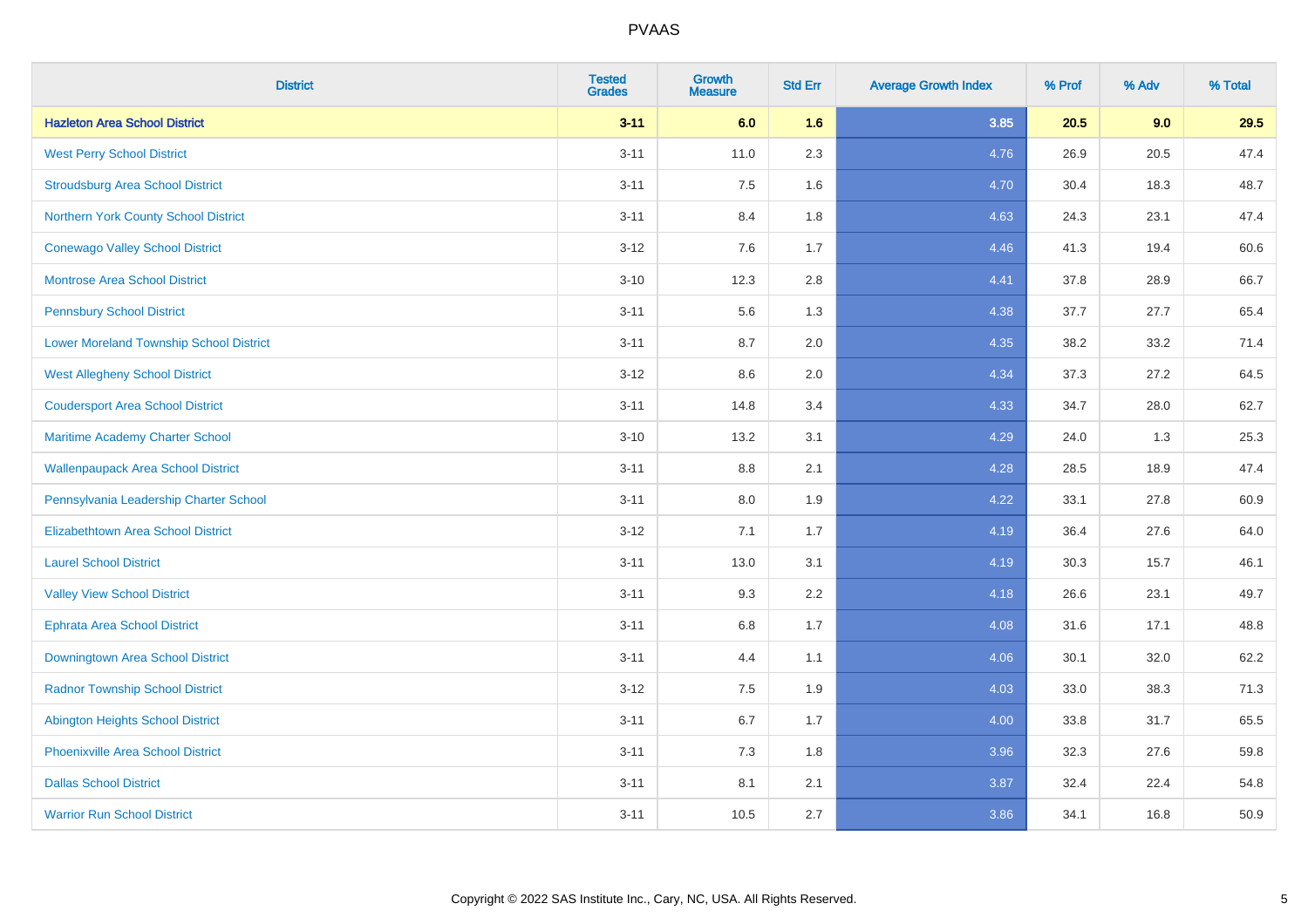PVAAS

| District | Tested Grades | Growth Measure | Std Err | Average Growth Index | % Prof | % Adv | % Total |
|---|---|---|---|---|---|---|---|
| **Hazleton Area School District** | **3-11** | **6.0** | **1.6** | **3.85** | **20.5** | **9.0** | **29.5** |
| West Perry School District | 3-11 | 11.0 | 2.3 | 4.76 | 26.9 | 20.5 | 47.4 |
| Stroudsburg Area School District | 3-11 | 7.5 | 1.6 | 4.70 | 30.4 | 18.3 | 48.7 |
| Northern York County School District | 3-11 | 8.4 | 1.8 | 4.63 | 24.3 | 23.1 | 47.4 |
| Conewago Valley School District | 3-12 | 7.6 | 1.7 | 4.46 | 41.3 | 19.4 | 60.6 |
| Montrose Area School District | 3-10 | 12.3 | 2.8 | 4.41 | 37.8 | 28.9 | 66.7 |
| Pennsbury School District | 3-11 | 5.6 | 1.3 | 4.38 | 37.7 | 27.7 | 65.4 |
| Lower Moreland Township School District | 3-11 | 8.7 | 2.0 | 4.35 | 38.2 | 33.2 | 71.4 |
| West Allegheny School District | 3-12 | 8.6 | 2.0 | 4.34 | 37.3 | 27.2 | 64.5 |
| Coudersport Area School District | 3-11 | 14.8 | 3.4 | 4.33 | 34.7 | 28.0 | 62.7 |
| Maritime Academy Charter School | 3-10 | 13.2 | 3.1 | 4.29 | 24.0 | 1.3 | 25.3 |
| Wallenpaupack Area School District | 3-11 | 8.8 | 2.1 | 4.28 | 28.5 | 18.9 | 47.4 |
| Pennsylvania Leadership Charter School | 3-11 | 8.0 | 1.9 | 4.22 | 33.1 | 27.8 | 60.9 |
| Elizabethtown Area School District | 3-12 | 7.1 | 1.7 | 4.19 | 36.4 | 27.6 | 64.0 |
| Laurel School District | 3-11 | 13.0 | 3.1 | 4.19 | 30.3 | 15.7 | 46.1 |
| Valley View School District | 3-11 | 9.3 | 2.2 | 4.18 | 26.6 | 23.1 | 49.7 |
| Ephrata Area School District | 3-11 | 6.8 | 1.7 | 4.08 | 31.6 | 17.1 | 48.8 |
| Downingtown Area School District | 3-11 | 4.4 | 1.1 | 4.06 | 30.1 | 32.0 | 62.2 |
| Radnor Township School District | 3-12 | 7.5 | 1.9 | 4.03 | 33.0 | 38.3 | 71.3 |
| Abington Heights School District | 3-11 | 6.7 | 1.7 | 4.00 | 33.8 | 31.7 | 65.5 |
| Phoenixville Area School District | 3-11 | 7.3 | 1.8 | 3.96 | 32.3 | 27.6 | 59.8 |
| Dallas School District | 3-11 | 8.1 | 2.1 | 3.87 | 32.4 | 22.4 | 54.8 |
| Warrior Run School District | 3-11 | 10.5 | 2.7 | 3.86 | 34.1 | 16.8 | 50.9 |

Copyright © 2022 SAS Institute Inc., Cary, NC, USA. All Rights Reserved.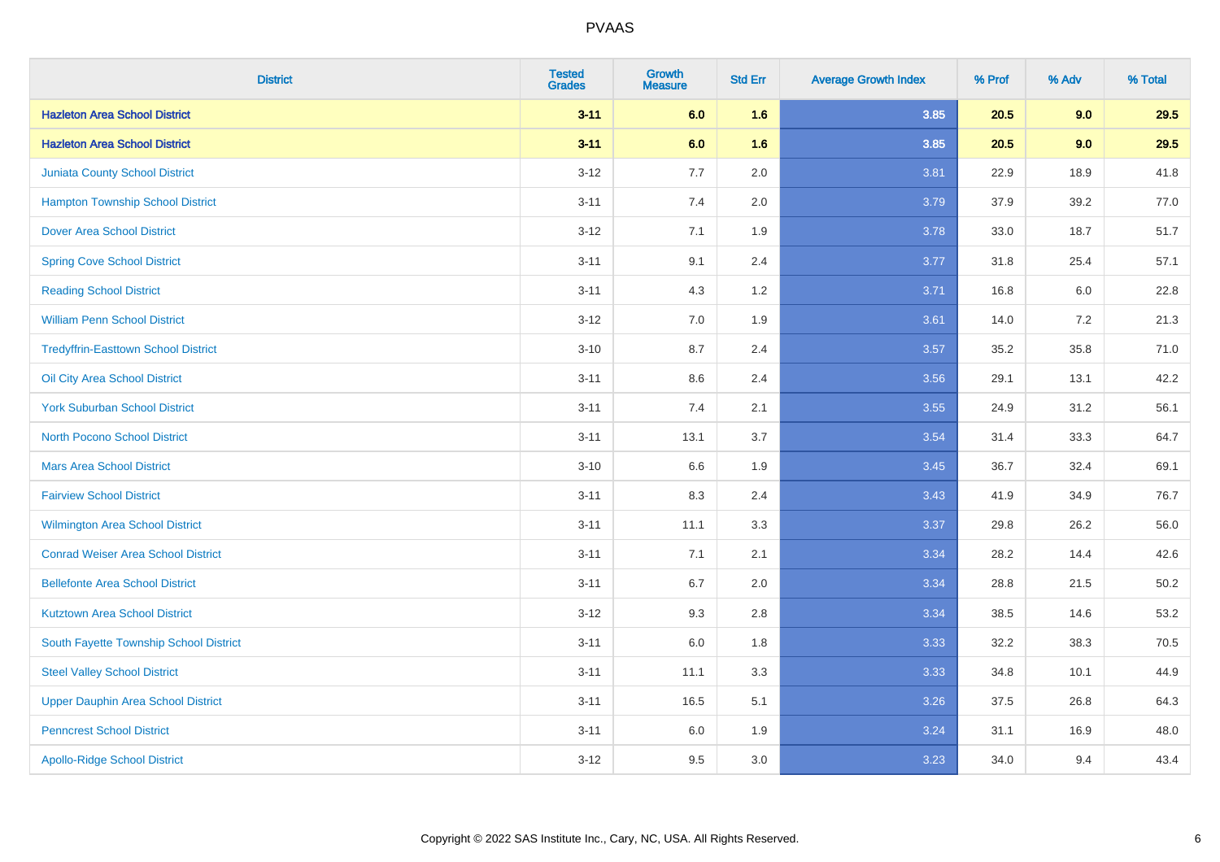# PVAAS

| District | Tested Grades | Growth Measure | Std Err | Average Growth Index | % Prof | % Adv | % Total |
|---|---|---|---|---|---|---|---|
| **Hazleton Area School District** | **3-11** | **6.0** | **1.6** | **3.85** | **20.5** | **9.0** | **29.5** |
| **Hazleton Area School District** | **3-11** | **6.0** | **1.6** | **3.85** | **20.5** | **9.0** | **29.5** |
| Juniata County School District | 3-12 | 7.7 | 2.0 | 3.81 | 22.9 | 18.9 | 41.8 |
| Hampton Township School District | 3-11 | 7.4 | 2.0 | 3.79 | 37.9 | 39.2 | 77.0 |
| Dover Area School District | 3-12 | 7.1 | 1.9 | 3.78 | 33.0 | 18.7 | 51.7 |
| Spring Cove School District | 3-11 | 9.1 | 2.4 | 3.77 | 31.8 | 25.4 | 57.1 |
| Reading School District | 3-11 | 4.3 | 1.2 | 3.71 | 16.8 | 6.0 | 22.8 |
| William Penn School District | 3-12 | 7.0 | 1.9 | 3.61 | 14.0 | 7.2 | 21.3 |
| Tredyffrin-Easttown School District | 3-10 | 8.7 | 2.4 | 3.57 | 35.2 | 35.8 | 71.0 |
| Oil City Area School District | 3-11 | 8.6 | 2.4 | 3.56 | 29.1 | 13.1 | 42.2 |
| York Suburban School District | 3-11 | 7.4 | 2.1 | 3.55 | 24.9 | 31.2 | 56.1 |
| North Pocono School District | 3-11 | 13.1 | 3.7 | 3.54 | 31.4 | 33.3 | 64.7 |
| Mars Area School District | 3-10 | 6.6 | 1.9 | 3.45 | 36.7 | 32.4 | 69.1 |
| Fairview School District | 3-11 | 8.3 | 2.4 | 3.43 | 41.9 | 34.9 | 76.7 |
| Wilmington Area School District | 3-11 | 11.1 | 3.3 | 3.37 | 29.8 | 26.2 | 56.0 |
| Conrad Weiser Area School District | 3-11 | 7.1 | 2.1 | 3.34 | 28.2 | 14.4 | 42.6 |
| Bellefonte Area School District | 3-11 | 6.7 | 2.0 | 3.34 | 28.8 | 21.5 | 50.2 |
| Kutztown Area School District | 3-12 | 9.3 | 2.8 | 3.34 | 38.5 | 14.6 | 53.2 |
| South Fayette Township School District | 3-11 | 6.0 | 1.8 | 3.33 | 32.2 | 38.3 | 70.5 |
| Steel Valley School District | 3-11 | 11.1 | 3.3 | 3.33 | 34.8 | 10.1 | 44.9 |
| Upper Dauphin Area School District | 3-11 | 16.5 | 5.1 | 3.26 | 37.5 | 26.8 | 64.3 |
| Penncrest School District | 3-11 | 6.0 | 1.9 | 3.24 | 31.1 | 16.9 | 48.0 |
| Apollo-Ridge School District | 3-12 | 9.5 | 3.0 | 3.23 | 34.0 | 9.4 | 43.4 |

Copyright © 2022 SAS Institute Inc., Cary, NC, USA. All Rights Reserved.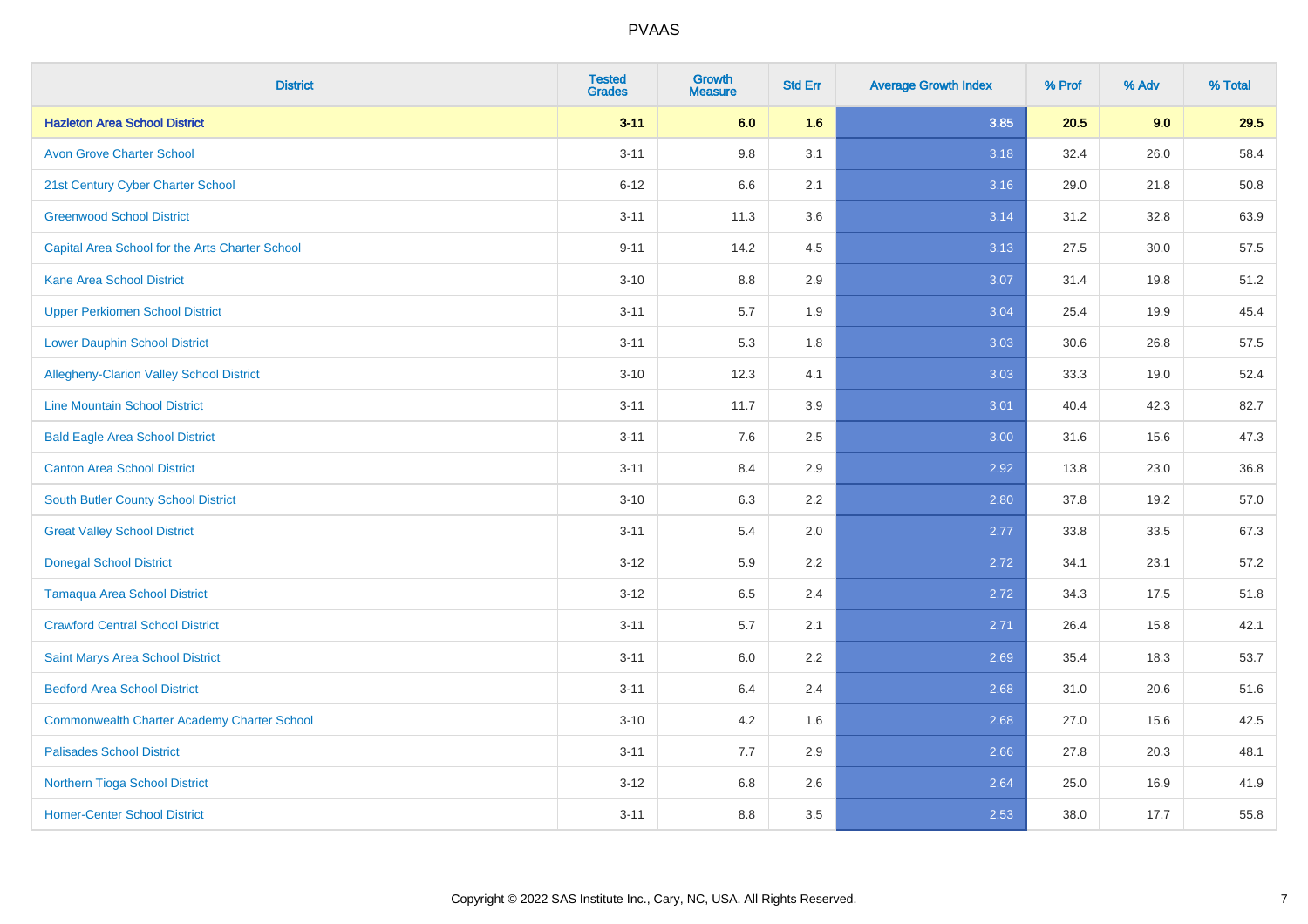# PVAAS

| District | Tested Grades | Growth Measure | Std Err | Average Growth Index | % Prof | % Adv | % Total |
|---|---|---|---|---|---|---|---|
| **Hazleton Area School District** | **3-11** | **6.0** | **1.6** | **3.85** | **20.5** | **9.0** | **29.5** |
| Avon Grove Charter School | 3-11 | 9.8 | 3.1 | 3.18 | 32.4 | 26.0 | 58.4 |
| 21st Century Cyber Charter School | 6-12 | 6.6 | 2.1 | 3.16 | 29.0 | 21.8 | 50.8 |
| Greenwood School District | 3-11 | 11.3 | 3.6 | 3.14 | 31.2 | 32.8 | 63.9 |
| Capital Area School for the Arts Charter School | 9-11 | 14.2 | 4.5 | 3.13 | 27.5 | 30.0 | 57.5 |
| Kane Area School District | 3-10 | 8.8 | 2.9 | 3.07 | 31.4 | 19.8 | 51.2 |
| Upper Perkiomen School District | 3-11 | 5.7 | 1.9 | 3.04 | 25.4 | 19.9 | 45.4 |
| Lower Dauphin School District | 3-11 | 5.3 | 1.8 | 3.03 | 30.6 | 26.8 | 57.5 |
| Allegheny-Clarion Valley School District | 3-10 | 12.3 | 4.1 | 3.03 | 33.3 | 19.0 | 52.4 |
| Line Mountain School District | 3-11 | 11.7 | 3.9 | 3.01 | 40.4 | 42.3 | 82.7 |
| Bald Eagle Area School District | 3-11 | 7.6 | 2.5 | 3.00 | 31.6 | 15.6 | 47.3 |
| Canton Area School District | 3-11 | 8.4 | 2.9 | 2.92 | 13.8 | 23.0 | 36.8 |
| South Butler County School District | 3-10 | 6.3 | 2.2 | 2.80 | 37.8 | 19.2 | 57.0 |
| Great Valley School District | 3-11 | 5.4 | 2.0 | 2.77 | 33.8 | 33.5 | 67.3 |
| Donegal School District | 3-12 | 5.9 | 2.2 | 2.72 | 34.1 | 23.1 | 57.2 |
| Tamaqua Area School District | 3-12 | 6.5 | 2.4 | 2.72 | 34.3 | 17.5 | 51.8 |
| Crawford Central School District | 3-11 | 5.7 | 2.1 | 2.71 | 26.4 | 15.8 | 42.1 |
| Saint Marys Area School District | 3-11 | 6.0 | 2.2 | 2.69 | 35.4 | 18.3 | 53.7 |
| Bedford Area School District | 3-11 | 6.4 | 2.4 | 2.68 | 31.0 | 20.6 | 51.6 |
| Commonwealth Charter Academy Charter School | 3-10 | 4.2 | 1.6 | 2.68 | 27.0 | 15.6 | 42.5 |
| Palisades School District | 3-11 | 7.7 | 2.9 | 2.66 | 27.8 | 20.3 | 48.1 |
| Northern Tioga School District | 3-12 | 6.8 | 2.6 | 2.64 | 25.0 | 16.9 | 41.9 |
| Homer-Center School District | 3-11 | 8.8 | 3.5 | 2.53 | 38.0 | 17.7 | 55.8 |

Copyright © 2022 SAS Institute Inc., Cary, NC, USA. All Rights Reserved.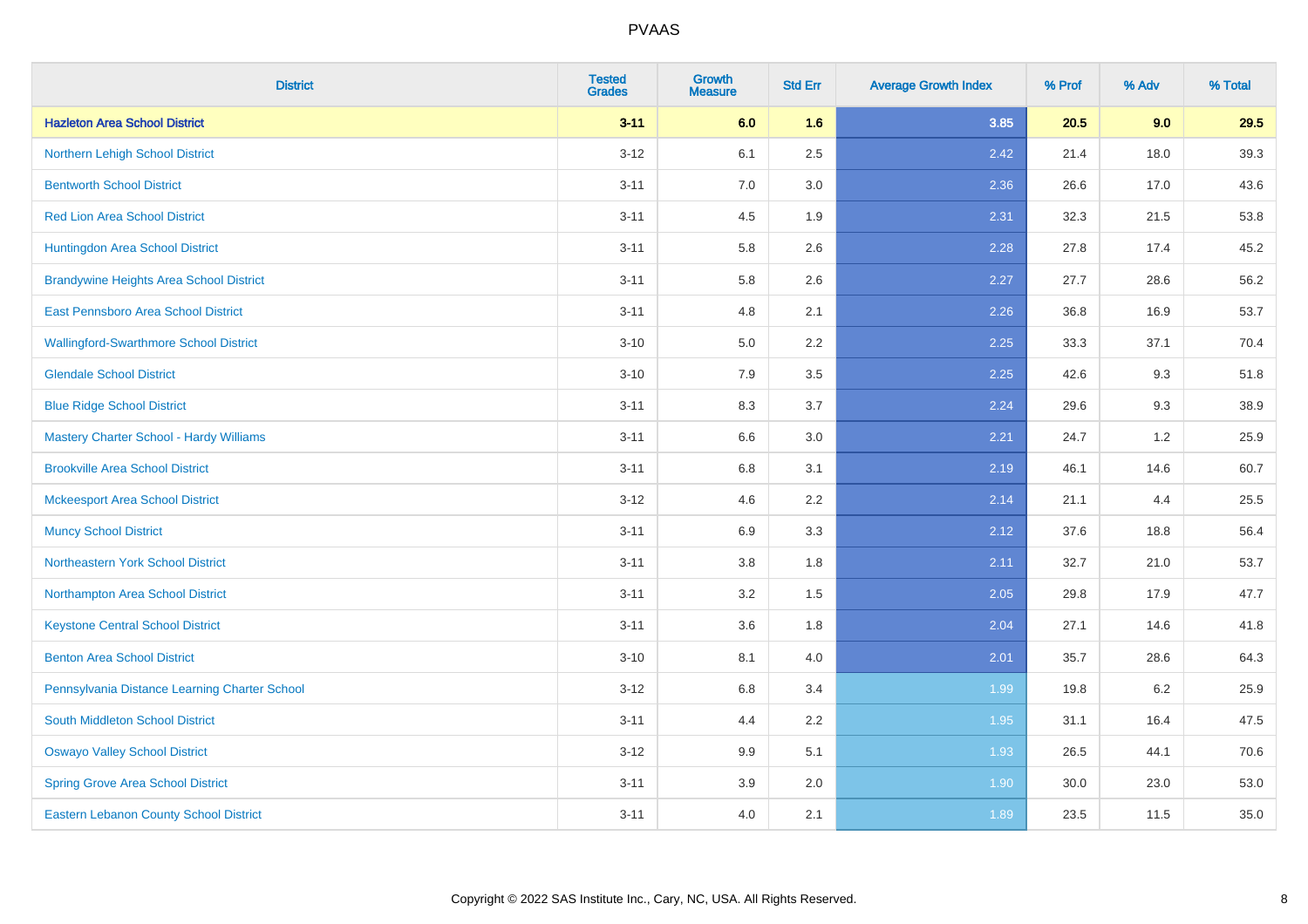# PVAAS

| District | Tested Grades | Growth Measure | Std Err | Average Growth Index | % Prof | % Adv | % Total |
|---|---|---|---|---|---|---|---|
| **Hazleton Area School District** | **3-11** | **6.0** | **1.6** | **3.85** | **20.5** | **9.0** | **29.5** |
| Northern Lehigh School District | 3-12 | 6.1 | 2.5 | 2.42 | 21.4 | 18.0 | 39.3 |
| Bentworth School District | 3-11 | 7.0 | 3.0 | 2.36 | 26.6 | 17.0 | 43.6 |
| Red Lion Area School District | 3-11 | 4.5 | 1.9 | 2.31 | 32.3 | 21.5 | 53.8 |
| Huntingdon Area School District | 3-11 | 5.8 | 2.6 | 2.28 | 27.8 | 17.4 | 45.2 |
| Brandywine Heights Area School District | 3-11 | 5.8 | 2.6 | 2.27 | 27.7 | 28.6 | 56.2 |
| East Pennsboro Area School District | 3-11 | 4.8 | 2.1 | 2.26 | 36.8 | 16.9 | 53.7 |
| Wallingford-Swarthmore School District | 3-10 | 5.0 | 2.2 | 2.25 | 33.3 | 37.1 | 70.4 |
| Glendale School District | 3-10 | 7.9 | 3.5 | 2.25 | 42.6 | 9.3 | 51.8 |
| Blue Ridge School District | 3-11 | 8.3 | 3.7 | 2.24 | 29.6 | 9.3 | 38.9 |
| Mastery Charter School - Hardy Williams | 3-11 | 6.6 | 3.0 | 2.21 | 24.7 | 1.2 | 25.9 |
| Brookville Area School District | 3-11 | 6.8 | 3.1 | 2.19 | 46.1 | 14.6 | 60.7 |
| Mckeesport Area School District | 3-12 | 4.6 | 2.2 | 2.14 | 21.1 | 4.4 | 25.5 |
| Muncy School District | 3-11 | 6.9 | 3.3 | 2.12 | 37.6 | 18.8 | 56.4 |
| Northeastern York School District | 3-11 | 3.8 | 1.8 | 2.11 | 32.7 | 21.0 | 53.7 |
| Northampton Area School District | 3-11 | 3.2 | 1.5 | 2.05 | 29.8 | 17.9 | 47.7 |
| Keystone Central School District | 3-11 | 3.6 | 1.8 | 2.04 | 27.1 | 14.6 | 41.8 |
| Benton Area School District | 3-10 | 8.1 | 4.0 | 2.01 | 35.7 | 28.6 | 64.3 |
| Pennsylvania Distance Learning Charter School | 3-12 | 6.8 | 3.4 | 1.99 | 19.8 | 6.2 | 25.9 |
| South Middleton School District | 3-11 | 4.4 | 2.2 | 1.95 | 31.1 | 16.4 | 47.5 |
| Oswayo Valley School District | 3-12 | 9.9 | 5.1 | 1.93 | 26.5 | 44.1 | 70.6 |
| Spring Grove Area School District | 3-11 | 3.9 | 2.0 | 1.90 | 30.0 | 23.0 | 53.0 |
| Eastern Lebanon County School District | 3-11 | 4.0 | 2.1 | 1.89 | 23.5 | 11.5 | 35.0 |

Copyright © 2022 SAS Institute Inc., Cary, NC, USA. All Rights Reserved.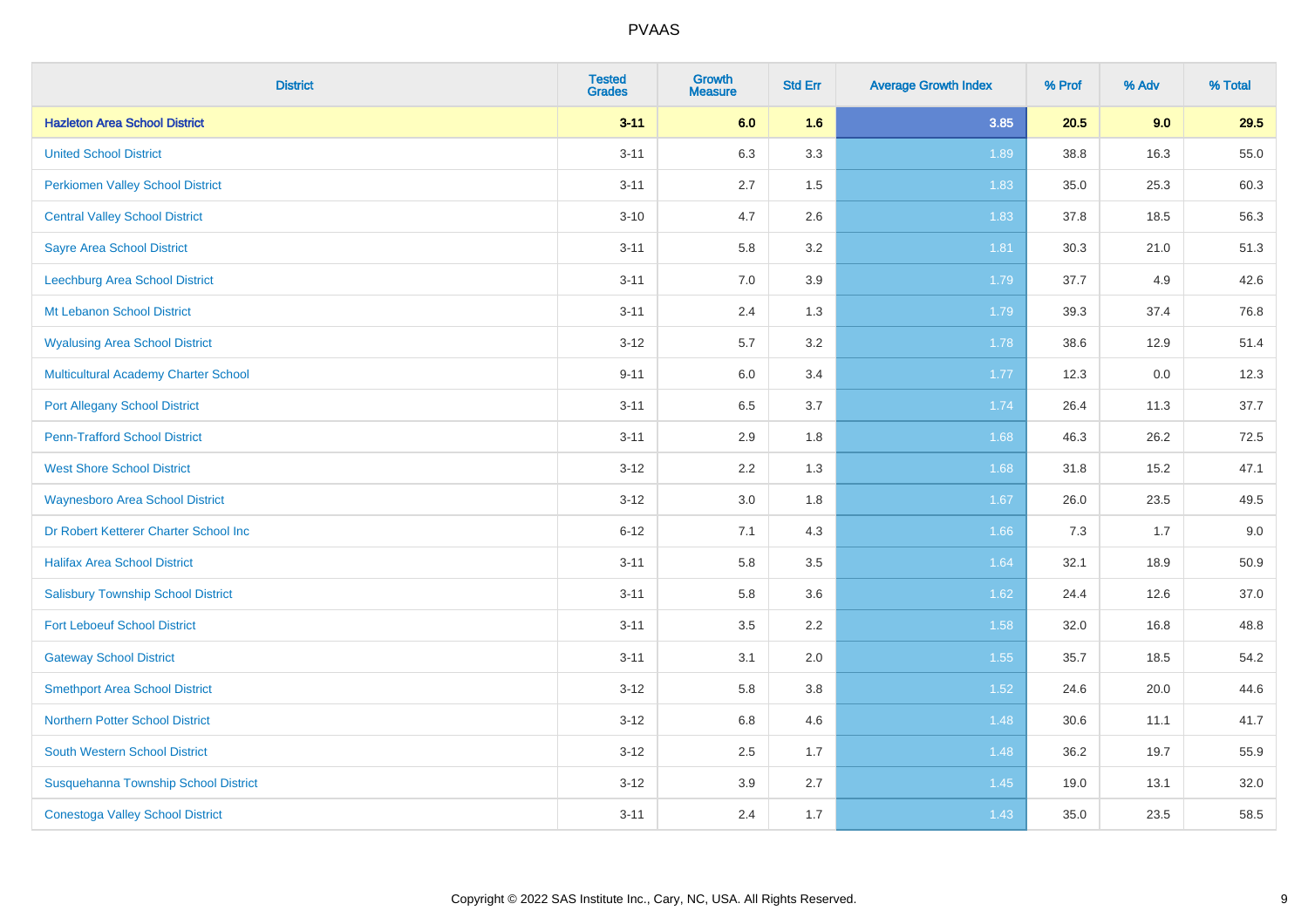# PVAAS

| District | Tested Grades | Growth Measure | Std Err | Average Growth Index | % Prof | % Adv | % Total |
|---|---|---|---|---|---|---|---|
| **Hazleton Area School District** | **3-11** | **6.0** | **1.6** | **3.85** | **20.5** | **9.0** | **29.5** |
| United School District | 3-11 | 6.3 | 3.3 | 1.89 | 38.8 | 16.3 | 55.0 |
| Perkiomen Valley School District | 3-11 | 2.7 | 1.5 | 1.83 | 35.0 | 25.3 | 60.3 |
| Central Valley School District | 3-10 | 4.7 | 2.6 | 1.83 | 37.8 | 18.5 | 56.3 |
| Sayre Area School District | 3-11 | 5.8 | 3.2 | 1.81 | 30.3 | 21.0 | 51.3 |
| Leechburg Area School District | 3-11 | 7.0 | 3.9 | 1.79 | 37.7 | 4.9 | 42.6 |
| Mt Lebanon School District | 3-11 | 2.4 | 1.3 | 1.79 | 39.3 | 37.4 | 76.8 |
| Wyalusing Area School District | 3-12 | 5.7 | 3.2 | 1.78 | 38.6 | 12.9 | 51.4 |
| Multicultural Academy Charter School | 9-11 | 6.0 | 3.4 | 1.77 | 12.3 | 0.0 | 12.3 |
| Port Allegany School District | 3-11 | 6.5 | 3.7 | 1.74 | 26.4 | 11.3 | 37.7 |
| Penn-Trafford School District | 3-11 | 2.9 | 1.8 | 1.68 | 46.3 | 26.2 | 72.5 |
| West Shore School District | 3-12 | 2.2 | 1.3 | 1.68 | 31.8 | 15.2 | 47.1 |
| Waynesboro Area School District | 3-12 | 3.0 | 1.8 | 1.67 | 26.0 | 23.5 | 49.5 |
| Dr Robert Ketterer Charter School Inc | 6-12 | 7.1 | 4.3 | 1.66 | 7.3 | 1.7 | 9.0 |
| Halifax Area School District | 3-11 | 5.8 | 3.5 | 1.64 | 32.1 | 18.9 | 50.9 |
| Salisbury Township School District | 3-11 | 5.8 | 3.6 | 1.62 | 24.4 | 12.6 | 37.0 |
| Fort Leboeuf School District | 3-11 | 3.5 | 2.2 | 1.58 | 32.0 | 16.8 | 48.8 |
| Gateway School District | 3-11 | 3.1 | 2.0 | 1.55 | 35.7 | 18.5 | 54.2 |
| Smethport Area School District | 3-12 | 5.8 | 3.8 | 1.52 | 24.6 | 20.0 | 44.6 |
| Northern Potter School District | 3-12 | 6.8 | 4.6 | 1.48 | 30.6 | 11.1 | 41.7 |
| South Western School District | 3-12 | 2.5 | 1.7 | 1.48 | 36.2 | 19.7 | 55.9 |
| Susquehanna Township School District | 3-12 | 3.9 | 2.7 | 1.45 | 19.0 | 13.1 | 32.0 |
| Conestoga Valley School District | 3-11 | 2.4 | 1.7 | 1.43 | 35.0 | 23.5 | 58.5 |

Copyright © 2022 SAS Institute Inc., Cary, NC, USA. All Rights Reserved.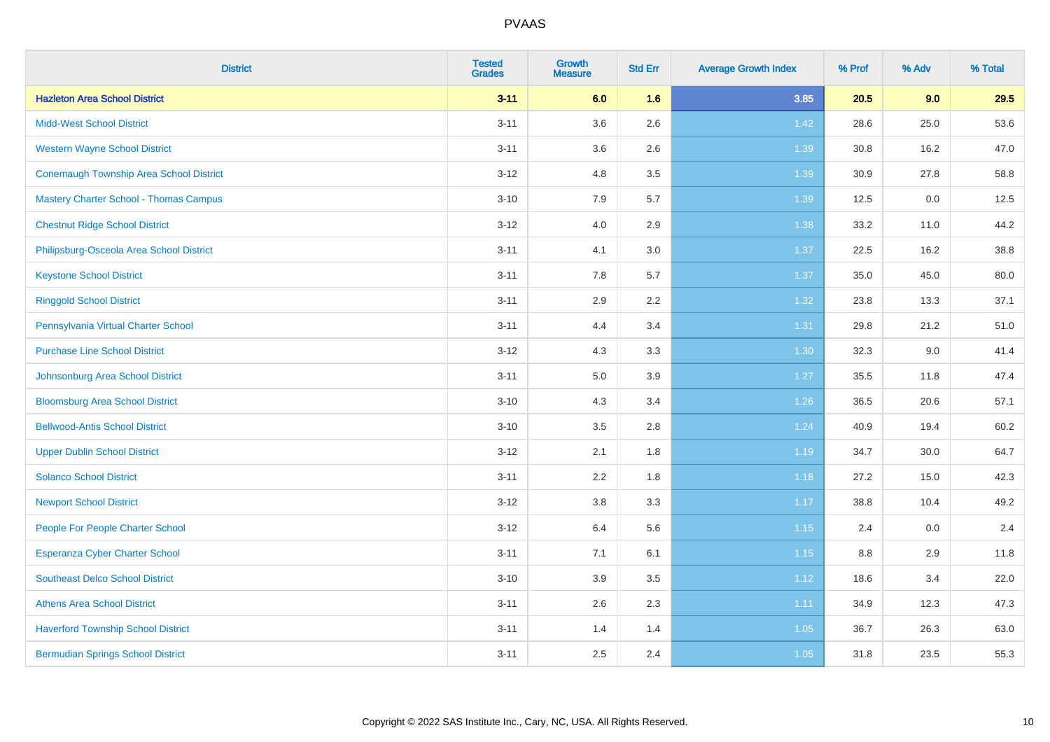# PVAAS

| District | Tested Grades | Growth Measure | Std Err | Average Growth Index | % Prof | % Adv | % Total |
|---|---|---|---|---|---|---|---|
| **Hazleton Area School District** | **3-11** | **6.0** | **1.6** | **3.85** | **20.5** | **9.0** | **29.5** |
| Midd-West School District | 3-11 | 3.6 | 2.6 | 1.42 | 28.6 | 25.0 | 53.6 |
| Western Wayne School District | 3-11 | 3.6 | 2.6 | 1.39 | 30.8 | 16.2 | 47.0 |
| Conemaugh Township Area School District | 3-12 | 4.8 | 3.5 | 1.39 | 30.9 | 27.8 | 58.8 |
| Mastery Charter School - Thomas Campus | 3-10 | 7.9 | 5.7 | 1.39 | 12.5 | 0.0 | 12.5 |
| Chestnut Ridge School District | 3-12 | 4.0 | 2.9 | 1.38 | 33.2 | 11.0 | 44.2 |
| Philipsburg-Osceola Area School District | 3-11 | 4.1 | 3.0 | 1.37 | 22.5 | 16.2 | 38.8 |
| Keystone School District | 3-11 | 7.8 | 5.7 | 1.37 | 35.0 | 45.0 | 80.0 |
| Ringgold School District | 3-11 | 2.9 | 2.2 | 1.32 | 23.8 | 13.3 | 37.1 |
| Pennsylvania Virtual Charter School | 3-11 | 4.4 | 3.4 | 1.31 | 29.8 | 21.2 | 51.0 |
| Purchase Line School District | 3-12 | 4.3 | 3.3 | 1.30 | 32.3 | 9.0 | 41.4 |
| Johnsonburg Area School District | 3-11 | 5.0 | 3.9 | 1.27 | 35.5 | 11.8 | 47.4 |
| Bloomsburg Area School District | 3-10 | 4.3 | 3.4 | 1.26 | 36.5 | 20.6 | 57.1 |
| Bellwood-Antis School District | 3-10 | 3.5 | 2.8 | 1.24 | 40.9 | 19.4 | 60.2 |
| Upper Dublin School District | 3-12 | 2.1 | 1.8 | 1.19 | 34.7 | 30.0 | 64.7 |
| Solanco School District | 3-11 | 2.2 | 1.8 | 1.18 | 27.2 | 15.0 | 42.3 |
| Newport School District | 3-12 | 3.8 | 3.3 | 1.17 | 38.8 | 10.4 | 49.2 |
| People For People Charter School | 3-12 | 6.4 | 5.6 | 1.15 | 2.4 | 0.0 | 2.4 |
| Esperanza Cyber Charter School | 3-11 | 7.1 | 6.1 | 1.15 | 8.8 | 2.9 | 11.8 |
| Southeast Delco School District | 3-10 | 3.9 | 3.5 | 1.12 | 18.6 | 3.4 | 22.0 |
| Athens Area School District | 3-11 | 2.6 | 2.3 | 1.11 | 34.9 | 12.3 | 47.3 |
| Haverford Township School District | 3-11 | 1.4 | 1.4 | 1.05 | 36.7 | 26.3 | 63.0 |
| Bermudian Springs School District | 3-11 | 2.5 | 2.4 | 1.05 | 31.8 | 23.5 | 55.3 |

Copyright © 2022 SAS Institute Inc., Cary, NC, USA. All Rights Reserved.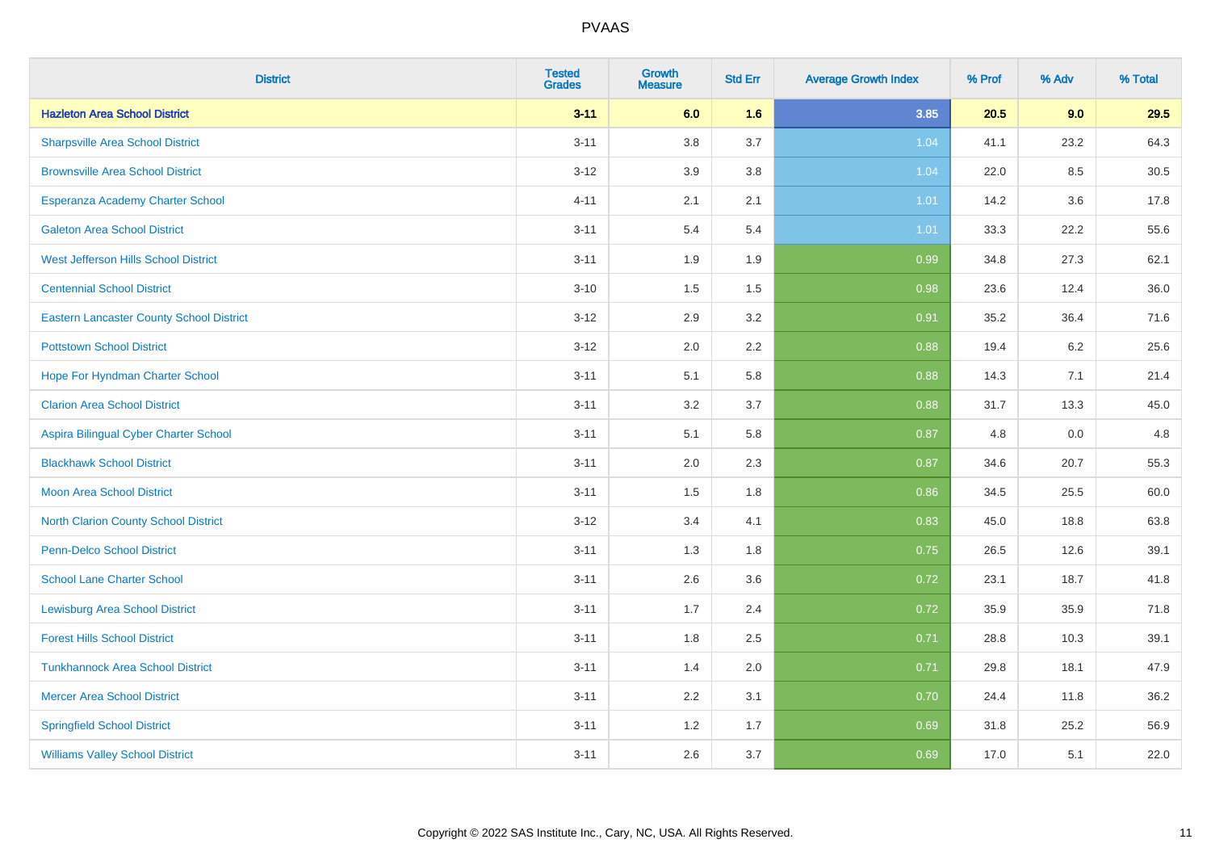| District | Tested Grades | Growth Measure | Std Err | Average Growth Index | % Prof | % Adv | % Total |
|---|---|---|---|---|---|---|---|
| **Hazleton Area School District** | **3-11** | **6.0** | **1.6** | **3.85** | **20.5** | **9.0** | **29.5** |
| Sharpsville Area School District | 3-11 | 3.8 | 3.7 | 1.04 | 41.1 | 23.2 | 64.3 |
| Brownsville Area School District | 3-12 | 3.9 | 3.8 | 1.04 | 22.0 | 8.5 | 30.5 |
| Esperanza Academy Charter School | 4-11 | 2.1 | 2.1 | 1.01 | 14.2 | 3.6 | 17.8 |
| Galeton Area School District | 3-11 | 5.4 | 5.4 | 1.01 | 33.3 | 22.2 | 55.6 |
| West Jefferson Hills School District | 3-11 | 1.9 | 1.9 | 0.99 | 34.8 | 27.3 | 62.1 |
| Centennial School District | 3-10 | 1.5 | 1.5 | 0.98 | 23.6 | 12.4 | 36.0 |
| Eastern Lancaster County School District | 3-12 | 2.9 | 3.2 | 0.91 | 35.2 | 36.4 | 71.6 |
| Pottstown School District | 3-12 | 2.0 | 2.2 | 0.88 | 19.4 | 6.2 | 25.6 |
| Hope For Hyndman Charter School | 3-11 | 5.1 | 5.8 | 0.88 | 14.3 | 7.1 | 21.4 |
| Clarion Area School District | 3-11 | 3.2 | 3.7 | 0.88 | 31.7 | 13.3 | 45.0 |
| Aspira Bilingual Cyber Charter School | 3-11 | 5.1 | 5.8 | 0.87 | 4.8 | 0.0 | 4.8 |
| Blackhawk School District | 3-11 | 2.0 | 2.3 | 0.87 | 34.6 | 20.7 | 55.3 |
| Moon Area School District | 3-11 | 1.5 | 1.8 | 0.86 | 34.5 | 25.5 | 60.0 |
| North Clarion County School District | 3-12 | 3.4 | 4.1 | 0.83 | 45.0 | 18.8 | 63.8 |
| Penn-Delco School District | 3-11 | 1.3 | 1.8 | 0.75 | 26.5 | 12.6 | 39.1 |
| School Lane Charter School | 3-11 | 2.6 | 3.6 | 0.72 | 23.1 | 18.7 | 41.8 |
| Lewisburg Area School District | 3-11 | 1.7 | 2.4 | 0.72 | 35.9 | 35.9 | 71.8 |
| Forest Hills School District | 3-11 | 1.8 | 2.5 | 0.71 | 28.8 | 10.3 | 39.1 |
| Tunkhannock Area School District | 3-11 | 1.4 | 2.0 | 0.71 | 29.8 | 18.1 | 47.9 |
| Mercer Area School District | 3-11 | 2.2 | 3.1 | 0.70 | 24.4 | 11.8 | 36.2 |
| Springfield School District | 3-11 | 1.2 | 1.7 | 0.69 | 31.8 | 25.2 | 56.9 |
| Williams Valley School District | 3-11 | 2.6 | 3.7 | 0.69 | 17.0 | 5.1 | 22.0 |

Copyright © 2022 SAS Institute Inc., Cary, NC, USA. All Rights Reserved.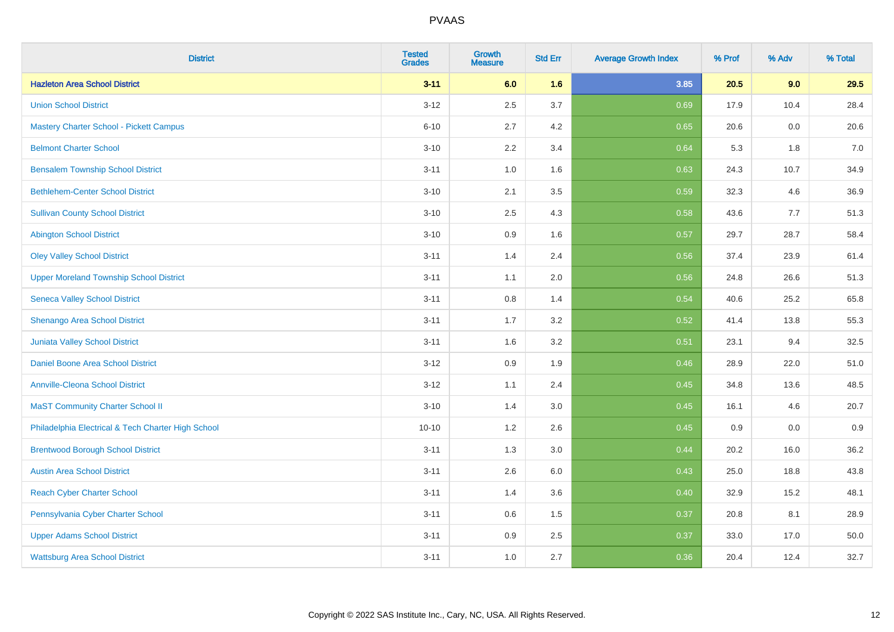| District | Tested Grades | Growth Measure | Std Err | Average Growth Index | % Prof | % Adv | % Total |
|---|---|---|---|---|---|---|---|
| **Hazleton Area School District** | **3-11** | **6.0** | **1.6** | **3.85** | **20.5** | **9.0** | **29.5** |
| Union School District | 3-12 | 2.5 | 3.7 | 0.69 | 17.9 | 10.4 | 28.4 |
| Mastery Charter School - Pickett Campus | 6-10 | 2.7 | 4.2 | 0.65 | 20.6 | 0.0 | 20.6 |
| Belmont Charter School | 3-10 | 2.2 | 3.4 | 0.64 | 5.3 | 1.8 | 7.0 |
| Bensalem Township School District | 3-11 | 1.0 | 1.6 | 0.63 | 24.3 | 10.7 | 34.9 |
| Bethlehem-Center School District | 3-10 | 2.1 | 3.5 | 0.59 | 32.3 | 4.6 | 36.9 |
| Sullivan County School District | 3-10 | 2.5 | 4.3 | 0.58 | 43.6 | 7.7 | 51.3 |
| Abington School District | 3-10 | 0.9 | 1.6 | 0.57 | 29.7 | 28.7 | 58.4 |
| Oley Valley School District | 3-11 | 1.4 | 2.4 | 0.56 | 37.4 | 23.9 | 61.4 |
| Upper Moreland Township School District | 3-11 | 1.1 | 2.0 | 0.56 | 24.8 | 26.6 | 51.3 |
| Seneca Valley School District | 3-11 | 0.8 | 1.4 | 0.54 | 40.6 | 25.2 | 65.8 |
| Shenango Area School District | 3-11 | 1.7 | 3.2 | 0.52 | 41.4 | 13.8 | 55.3 |
| Juniata Valley School District | 3-11 | 1.6 | 3.2 | 0.51 | 23.1 | 9.4 | 32.5 |
| Daniel Boone Area School District | 3-12 | 0.9 | 1.9 | 0.46 | 28.9 | 22.0 | 51.0 |
| Annville-Cleona School District | 3-12 | 1.1 | 2.4 | 0.45 | 34.8 | 13.6 | 48.5 |
| MaST Community Charter School II | 3-10 | 1.4 | 3.0 | 0.45 | 16.1 | 4.6 | 20.7 |
| Philadelphia Electrical & Tech Charter High School | 10-10 | 1.2 | 2.6 | 0.45 | 0.9 | 0.0 | 0.9 |
| Brentwood Borough School District | 3-11 | 1.3 | 3.0 | 0.44 | 20.2 | 16.0 | 36.2 |
| Austin Area School District | 3-11 | 2.6 | 6.0 | 0.43 | 25.0 | 18.8 | 43.8 |
| Reach Cyber Charter School | 3-11 | 1.4 | 3.6 | 0.40 | 32.9 | 15.2 | 48.1 |
| Pennsylvania Cyber Charter School | 3-11 | 0.6 | 1.5 | 0.37 | 20.8 | 8.1 | 28.9 |
| Upper Adams School District | 3-11 | 0.9 | 2.5 | 0.37 | 33.0 | 17.0 | 50.0 |
| Wattsburg Area School District | 3-11 | 1.0 | 2.7 | 0.36 | 20.4 | 12.4 | 32.7 |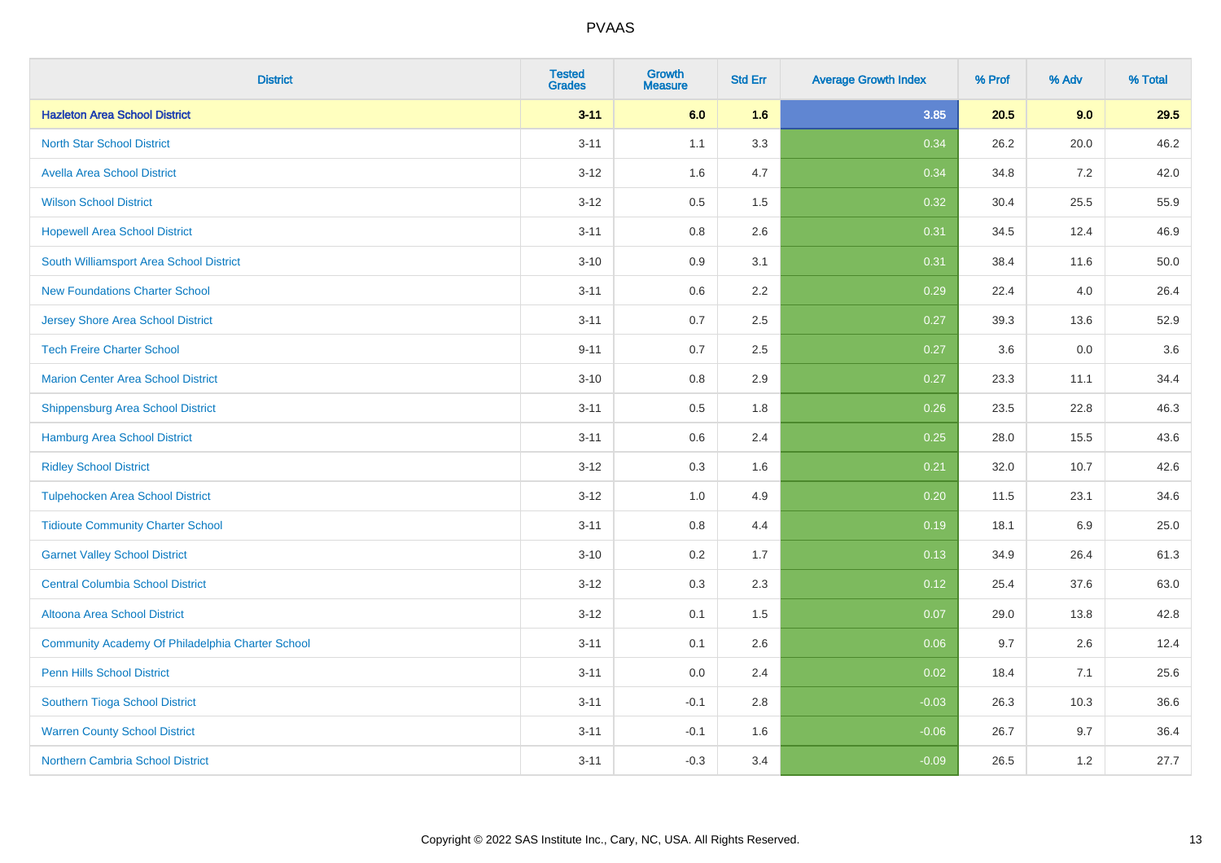| District | Tested Grades | Growth Measure | Std Err | Average Growth Index | % Prof | % Adv | % Total |
|---|---|---|---|---|---|---|---|
| **Hazleton Area School District** | **3-11** | **6.0** | **1.6** | **3.85** | **20.5** | **9.0** | **29.5** |
| North Star School District | 3-11 | 1.1 | 3.3 | 0.34 | 26.2 | 20.0 | 46.2 |
| Avella Area School District | 3-12 | 1.6 | 4.7 | 0.34 | 34.8 | 7.2 | 42.0 |
| Wilson School District | 3-12 | 0.5 | 1.5 | 0.32 | 30.4 | 25.5 | 55.9 |
| Hopewell Area School District | 3-11 | 0.8 | 2.6 | 0.31 | 34.5 | 12.4 | 46.9 |
| South Williamsport Area School District | 3-10 | 0.9 | 3.1 | 0.31 | 38.4 | 11.6 | 50.0 |
| New Foundations Charter School | 3-11 | 0.6 | 2.2 | 0.29 | 22.4 | 4.0 | 26.4 |
| Jersey Shore Area School District | 3-11 | 0.7 | 2.5 | 0.27 | 39.3 | 13.6 | 52.9 |
| Tech Freire Charter School | 9-11 | 0.7 | 2.5 | 0.27 | 3.6 | 0.0 | 3.6 |
| Marion Center Area School District | 3-10 | 0.8 | 2.9 | 0.27 | 23.3 | 11.1 | 34.4 |
| Shippensburg Area School District | 3-11 | 0.5 | 1.8 | 0.26 | 23.5 | 22.8 | 46.3 |
| Hamburg Area School District | 3-11 | 0.6 | 2.4 | 0.25 | 28.0 | 15.5 | 43.6 |
| Ridley School District | 3-12 | 0.3 | 1.6 | 0.21 | 32.0 | 10.7 | 42.6 |
| Tulpehocken Area School District | 3-12 | 1.0 | 4.9 | 0.20 | 11.5 | 23.1 | 34.6 |
| Tidioute Community Charter School | 3-11 | 0.8 | 4.4 | 0.19 | 18.1 | 6.9 | 25.0 |
| Garnet Valley School District | 3-10 | 0.2 | 1.7 | 0.13 | 34.9 | 26.4 | 61.3 |
| Central Columbia School District | 3-12 | 0.3 | 2.3 | 0.12 | 25.4 | 37.6 | 63.0 |
| Altoona Area School District | 3-12 | 0.1 | 1.5 | 0.07 | 29.0 | 13.8 | 42.8 |
| Community Academy Of Philadelphia Charter School | 3-11 | 0.1 | 2.6 | 0.06 | 9.7 | 2.6 | 12.4 |
| Penn Hills School District | 3-11 | 0.0 | 2.4 | 0.02 | 18.4 | 7.1 | 25.6 |
| Southern Tioga School District | 3-11 | -0.1 | 2.8 | -0.03 | 26.3 | 10.3 | 36.6 |
| Warren County School District | 3-11 | -0.1 | 1.6 | -0.06 | 26.7 | 9.7 | 36.4 |
| Northern Cambria School District | 3-11 | -0.3 | 3.4 | -0.09 | 26.5 | 1.2 | 27.7 |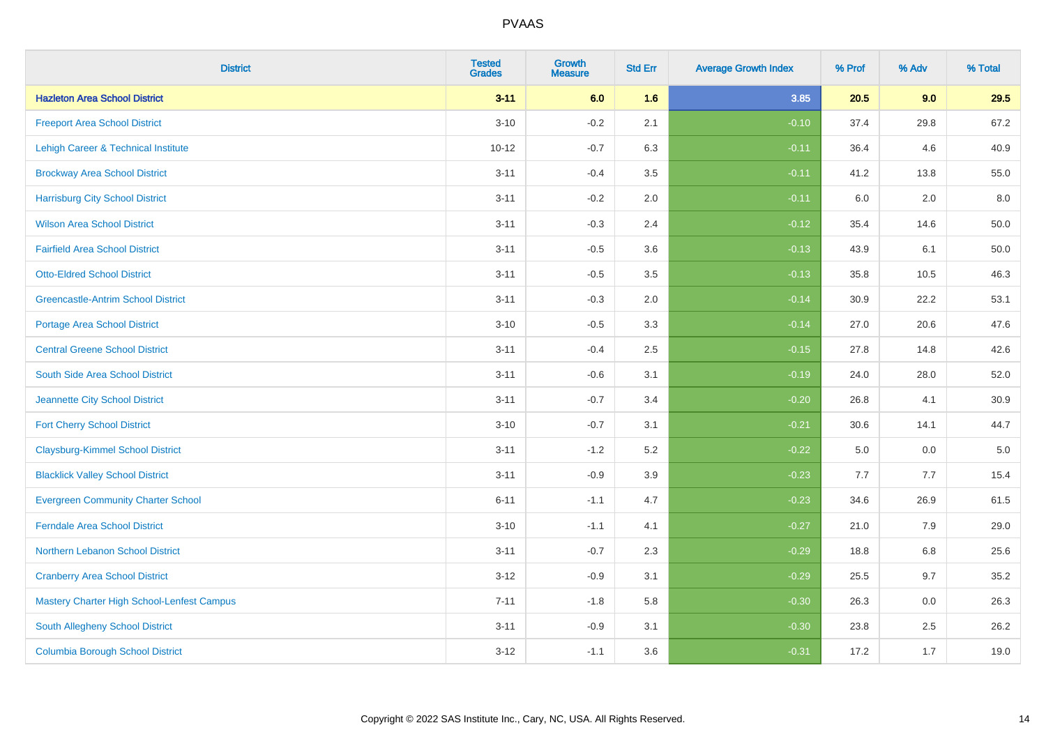| District | Tested Grades | Growth Measure | Std Err | Average Growth Index | % Prof | % Adv | % Total |
|---|---|---|---|---|---|---|---|
| **Hazleton Area School District** | **3-11** | **6.0** | **1.6** | **3.85** | **20.5** | **9.0** | **29.5** |
| Freeport Area School District | 3-10 | -0.2 | 2.1 | -0.10 | 37.4 | 29.8 | 67.2 |
| Lehigh Career & Technical Institute | 10-12 | -0.7 | 6.3 | -0.11 | 36.4 | 4.6 | 40.9 |
| Brockway Area School District | 3-11 | -0.4 | 3.5 | -0.11 | 41.2 | 13.8 | 55.0 |
| Harrisburg City School District | 3-11 | -0.2 | 2.0 | -0.11 | 6.0 | 2.0 | 8.0 |
| Wilson Area School District | 3-11 | -0.3 | 2.4 | -0.12 | 35.4 | 14.6 | 50.0 |
| Fairfield Area School District | 3-11 | -0.5 | 3.6 | -0.13 | 43.9 | 6.1 | 50.0 |
| Otto-Eldred School District | 3-11 | -0.5 | 3.5 | -0.13 | 35.8 | 10.5 | 46.3 |
| Greencastle-Antrim School District | 3-11 | -0.3 | 2.0 | -0.14 | 30.9 | 22.2 | 53.1 |
| Portage Area School District | 3-10 | -0.5 | 3.3 | -0.14 | 27.0 | 20.6 | 47.6 |
| Central Greene School District | 3-11 | -0.4 | 2.5 | -0.15 | 27.8 | 14.8 | 42.6 |
| South Side Area School District | 3-11 | -0.6 | 3.1 | -0.19 | 24.0 | 28.0 | 52.0 |
| Jeannette City School District | 3-11 | -0.7 | 3.4 | -0.20 | 26.8 | 4.1 | 30.9 |
| Fort Cherry School District | 3-10 | -0.7 | 3.1 | -0.21 | 30.6 | 14.1 | 44.7 |
| Claysburg-Kimmel School District | 3-11 | -1.2 | 5.2 | -0.22 | 5.0 | 0.0 | 5.0 |
| Blacklick Valley School District | 3-11 | -0.9 | 3.9 | -0.23 | 7.7 | 7.7 | 15.4 |
| Evergreen Community Charter School | 6-11 | -1.1 | 4.7 | -0.23 | 34.6 | 26.9 | 61.5 |
| Ferndale Area School District | 3-10 | -1.1 | 4.1 | -0.27 | 21.0 | 7.9 | 29.0 |
| Northern Lebanon School District | 3-11 | -0.7 | 2.3 | -0.29 | 18.8 | 6.8 | 25.6 |
| Cranberry Area School District | 3-12 | -0.9 | 3.1 | -0.29 | 25.5 | 9.7 | 35.2 |
| Mastery Charter High School-Lenfest Campus | 7-11 | -1.8 | 5.8 | -0.30 | 26.3 | 0.0 | 26.3 |
| South Allegheny School District | 3-11 | -0.9 | 3.1 | -0.30 | 23.8 | 2.5 | 26.2 |
| Columbia Borough School District | 3-12 | -1.1 | 3.6 | -0.31 | 17.2 | 1.7 | 19.0 |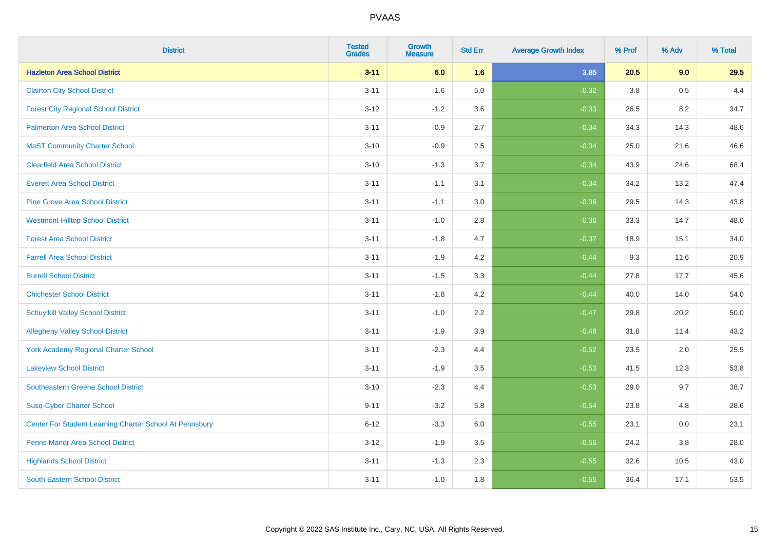# PVAAS

| District | Tested Grades | Growth Measure | Std Err | Average Growth Index | % Prof | % Adv | % Total |
|---|---|---|---|---|---|---|---|
| **Hazleton Area School District** | **3-11** | **6.0** | **1.6** | **3.85** | **20.5** | **9.0** | **29.5** |
| Clairton City School District | 3-11 | -1.6 | 5.0 | -0.32 | 3.8 | 0.5 | 4.4 |
| Forest City Regional School District | 3-12 | -1.2 | 3.6 | -0.33 | 26.5 | 8.2 | 34.7 |
| Palmerton Area School District | 3-11 | -0.9 | 2.7 | -0.34 | 34.3 | 14.3 | 48.6 |
| MaST Community Charter School | 3-10 | -0.9 | 2.5 | -0.34 | 25.0 | 21.6 | 46.6 |
| Clearfield Area School District | 3-10 | -1.3 | 3.7 | -0.34 | 43.9 | 24.6 | 68.4 |
| Everett Area School District | 3-11 | -1.1 | 3.1 | -0.34 | 34.2 | 13.2 | 47.4 |
| Pine Grove Area School District | 3-11 | -1.1 | 3.0 | -0.36 | 29.5 | 14.3 | 43.8 |
| Westmont Hilltop School District | 3-11 | -1.0 | 2.8 | -0.36 | 33.3 | 14.7 | 48.0 |
| Forest Area School District | 3-11 | -1.8 | 4.7 | -0.37 | 18.9 | 15.1 | 34.0 |
| Farrell Area School District | 3-11 | -1.9 | 4.2 | -0.44 | 9.3 | 11.6 | 20.9 |
| Burrell School District | 3-11 | -1.5 | 3.3 | -0.44 | 27.8 | 17.7 | 45.6 |
| Chichester School District | 3-11 | -1.8 | 4.2 | -0.44 | 40.0 | 14.0 | 54.0 |
| Schuylkill Valley School District | 3-11 | -1.0 | 2.2 | -0.47 | 29.8 | 20.2 | 50.0 |
| Allegheny Valley School District | 3-11 | -1.9 | 3.9 | -0.48 | 31.8 | 11.4 | 43.2 |
| York Academy Regional Charter School | 3-11 | -2.3 | 4.4 | -0.52 | 23.5 | 2.0 | 25.5 |
| Lakeview School District | 3-11 | -1.9 | 3.5 | -0.53 | 41.5 | 12.3 | 53.8 |
| Southeastern Greene School District | 3-10 | -2.3 | 4.4 | -0.53 | 29.0 | 9.7 | 38.7 |
| Susq-Cyber Charter School | 9-11 | -3.2 | 5.8 | -0.54 | 23.8 | 4.8 | 28.6 |
| Center For Student Learning Charter School At Pennsbury | 6-12 | -3.3 | 6.0 | -0.55 | 23.1 | 0.0 | 23.1 |
| Penns Manor Area School District | 3-12 | -1.9 | 3.5 | -0.55 | 24.2 | 3.8 | 28.0 |
| Highlands School District | 3-11 | -1.3 | 2.3 | -0.55 | 32.6 | 10.5 | 43.0 |
| South Eastern School District | 3-11 | -1.0 | 1.8 | -0.55 | 36.4 | 17.1 | 53.5 |

Copyright © 2022 SAS Institute Inc., Cary, NC, USA. All Rights Reserved.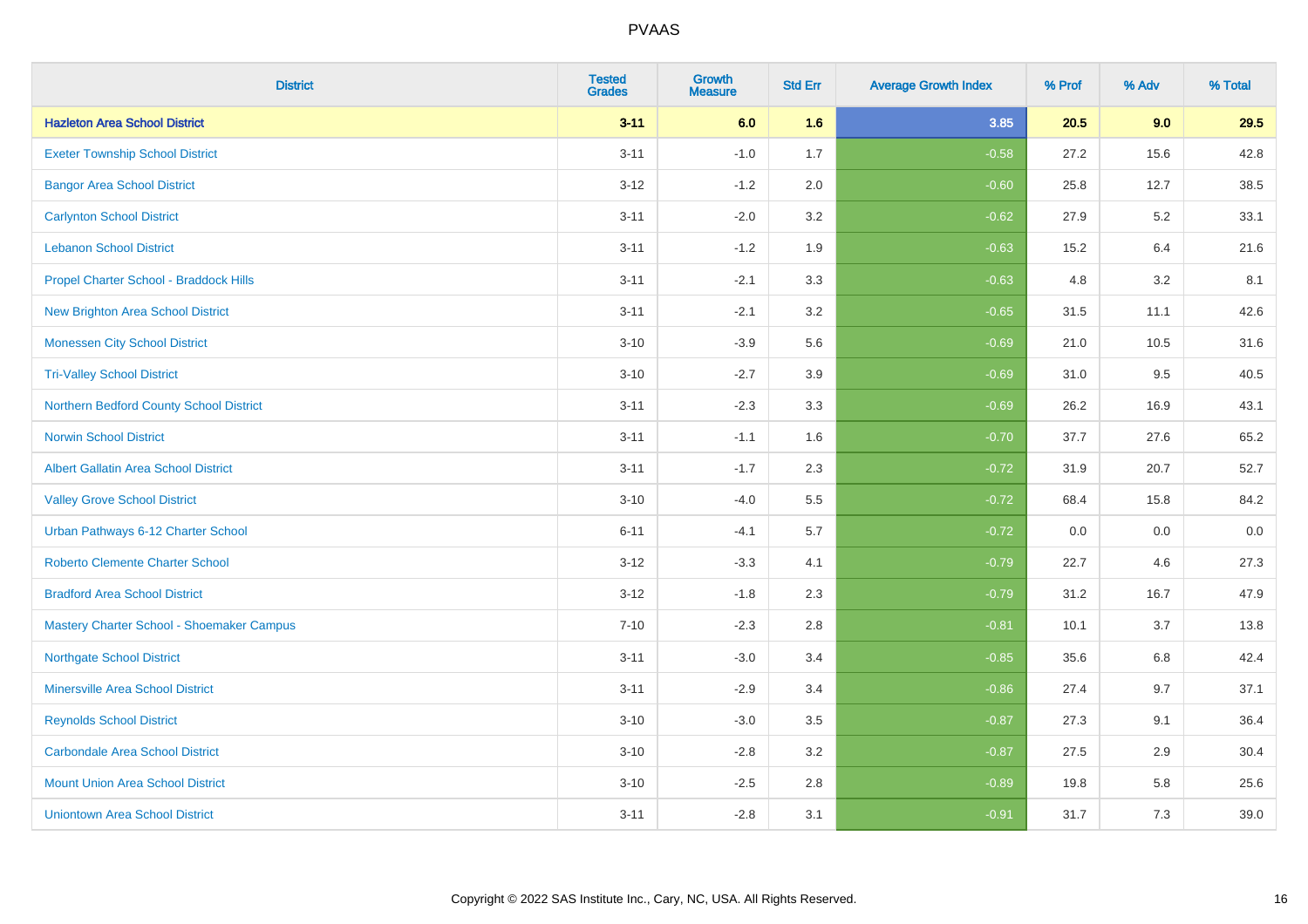# PVAAS

| District | Tested Grades | Growth Measure | Std Err | Average Growth Index | % Prof | % Adv | % Total |
|---|---|---|---|---|---|---|---|
| **Hazleton Area School District** | **3-11** | **6.0** | **1.6** | **3.85** | **20.5** | **9.0** | **29.5** |
| Exeter Township School District | 3-11 | -1.0 | 1.7 | -0.58 | 27.2 | 15.6 | 42.8 |
| Bangor Area School District | 3-12 | -1.2 | 2.0 | -0.60 | 25.8 | 12.7 | 38.5 |
| Carlynton School District | 3-11 | -2.0 | 3.2 | -0.62 | 27.9 | 5.2 | 33.1 |
| Lebanon School District | 3-11 | -1.2 | 1.9 | -0.63 | 15.2 | 6.4 | 21.6 |
| Propel Charter School - Braddock Hills | 3-11 | -2.1 | 3.3 | -0.63 | 4.8 | 3.2 | 8.1 |
| New Brighton Area School District | 3-11 | -2.1 | 3.2 | -0.65 | 31.5 | 11.1 | 42.6 |
| Monessen City School District | 3-10 | -3.9 | 5.6 | -0.69 | 21.0 | 10.5 | 31.6 |
| Tri-Valley School District | 3-10 | -2.7 | 3.9 | -0.69 | 31.0 | 9.5 | 40.5 |
| Northern Bedford County School District | 3-11 | -2.3 | 3.3 | -0.69 | 26.2 | 16.9 | 43.1 |
| Norwin School District | 3-11 | -1.1 | 1.6 | -0.70 | 37.7 | 27.6 | 65.2 |
| Albert Gallatin Area School District | 3-11 | -1.7 | 2.3 | -0.72 | 31.9 | 20.7 | 52.7 |
| Valley Grove School District | 3-10 | -4.0 | 5.5 | -0.72 | 68.4 | 15.8 | 84.2 |
| Urban Pathways 6-12 Charter School | 6-11 | -4.1 | 5.7 | -0.72 | 0.0 | 0.0 | 0.0 |
| Roberto Clemente Charter School | 3-12 | -3.3 | 4.1 | -0.79 | 22.7 | 4.6 | 27.3 |
| Bradford Area School District | 3-12 | -1.8 | 2.3 | -0.79 | 31.2 | 16.7 | 47.9 |
| Mastery Charter School - Shoemaker Campus | 7-10 | -2.3 | 2.8 | -0.81 | 10.1 | 3.7 | 13.8 |
| Northgate School District | 3-11 | -3.0 | 3.4 | -0.85 | 35.6 | 6.8 | 42.4 |
| Minersville Area School District | 3-11 | -2.9 | 3.4 | -0.86 | 27.4 | 9.7 | 37.1 |
| Reynolds School District | 3-10 | -3.0 | 3.5 | -0.87 | 27.3 | 9.1 | 36.4 |
| Carbondale Area School District | 3-10 | -2.8 | 3.2 | -0.87 | 27.5 | 2.9 | 30.4 |
| Mount Union Area School District | 3-10 | -2.5 | 2.8 | -0.89 | 19.8 | 5.8 | 25.6 |
| Uniontown Area School District | 3-11 | -2.8 | 3.1 | -0.91 | 31.7 | 7.3 | 39.0 |

Copyright © 2022 SAS Institute Inc., Cary, NC, USA. All Rights Reserved.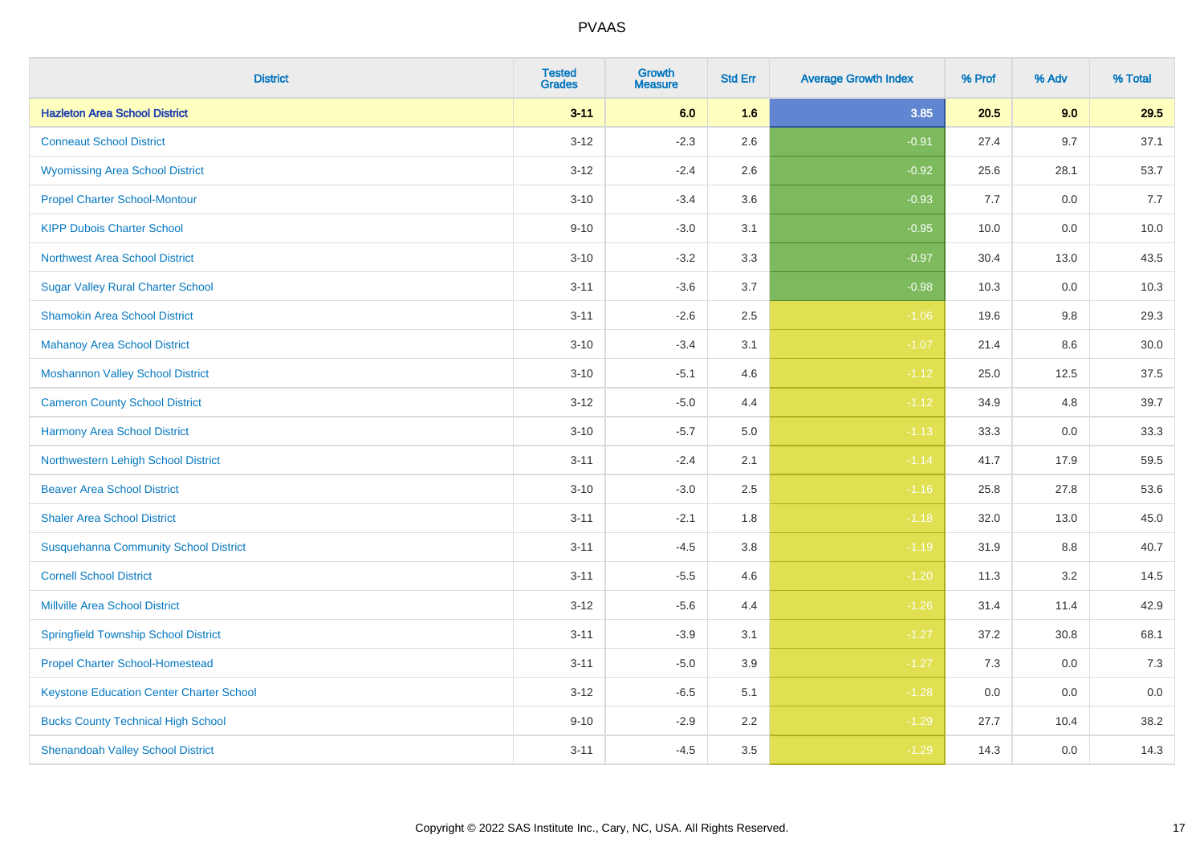| District | Tested Grades | Growth Measure | Std Err | Average Growth Index | % Prof | % Adv | % Total |
|---|---|---|---|---|---|---|---|
| **Hazleton Area School District** | **3-11** | **6.0** | **1.6** | **3.85** | **20.5** | **9.0** | **29.5** |
| Conneaut School District | 3-12 | -2.3 | 2.6 | -0.91 | 27.4 | 9.7 | 37.1 |
| Wyomissing Area School District | 3-12 | -2.4 | 2.6 | -0.92 | 25.6 | 28.1 | 53.7 |
| Propel Charter School-Montour | 3-10 | -3.4 | 3.6 | -0.93 | 7.7 | 0.0 | 7.7 |
| KIPP Dubois Charter School | 9-10 | -3.0 | 3.1 | -0.95 | 10.0 | 0.0 | 10.0 |
| Northwest Area School District | 3-10 | -3.2 | 3.3 | -0.97 | 30.4 | 13.0 | 43.5 |
| Sugar Valley Rural Charter School | 3-11 | -3.6 | 3.7 | -0.98 | 10.3 | 0.0 | 10.3 |
| Shamokin Area School District | 3-11 | -2.6 | 2.5 | -1.06 | 19.6 | 9.8 | 29.3 |
| Mahanoy Area School District | 3-10 | -3.4 | 3.1 | -1.07 | 21.4 | 8.6 | 30.0 |
| Moshannon Valley School District | 3-10 | -5.1 | 4.6 | -1.12 | 25.0 | 12.5 | 37.5 |
| Cameron County School District | 3-12 | -5.0 | 4.4 | -1.12 | 34.9 | 4.8 | 39.7 |
| Harmony Area School District | 3-10 | -5.7 | 5.0 | -1.13 | 33.3 | 0.0 | 33.3 |
| Northwestern Lehigh School District | 3-11 | -2.4 | 2.1 | -1.14 | 41.7 | 17.9 | 59.5 |
| Beaver Area School District | 3-10 | -3.0 | 2.5 | -1.16 | 25.8 | 27.8 | 53.6 |
| Shaler Area School District | 3-11 | -2.1 | 1.8 | -1.18 | 32.0 | 13.0 | 45.0 |
| Susquehanna Community School District | 3-11 | -4.5 | 3.8 | -1.19 | 31.9 | 8.8 | 40.7 |
| Cornell School District | 3-11 | -5.5 | 4.6 | -1.20 | 11.3 | 3.2 | 14.5 |
| Millville Area School District | 3-12 | -5.6 | 4.4 | -1.26 | 31.4 | 11.4 | 42.9 |
| Springfield Township School District | 3-11 | -3.9 | 3.1 | -1.27 | 37.2 | 30.8 | 68.1 |
| Propel Charter School-Homestead | 3-11 | -5.0 | 3.9 | -1.27 | 7.3 | 0.0 | 7.3 |
| Keystone Education Center Charter School | 3-12 | -6.5 | 5.1 | -1.28 | 0.0 | 0.0 | 0.0 |
| Bucks County Technical High School | 9-10 | -2.9 | 2.2 | -1.29 | 27.7 | 10.4 | 38.2 |
| Shenandoah Valley School District | 3-11 | -4.5 | 3.5 | -1.29 | 14.3 | 0.0 | 14.3 |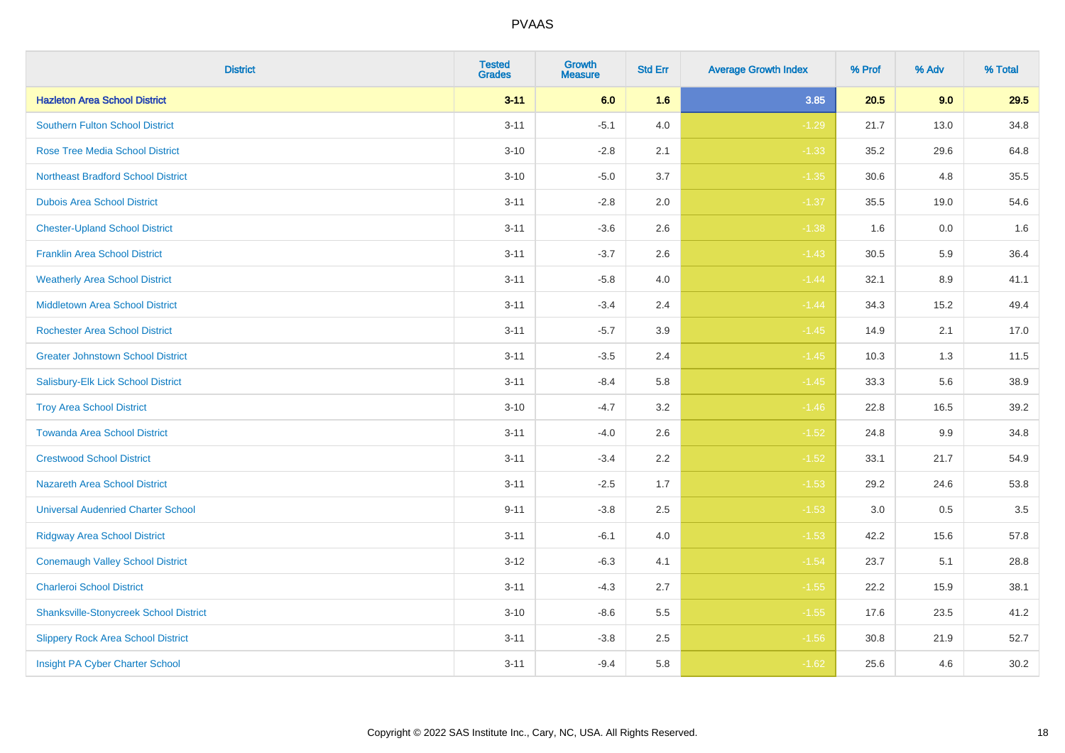| District | Tested Grades | Growth Measure | Std Err | Average Growth Index | % Prof | % Adv | % Total |
|---|---|---|---|---|---|---|---|
| **Hazleton Area School District** | **3-11** | **6.0** | **1.6** | **3.85** | **20.5** | **9.0** | **29.5** |
| Southern Fulton School District | 3-11 | -5.1 | 4.0 | -1.29 | 21.7 | 13.0 | 34.8 |
| Rose Tree Media School District | 3-10 | -2.8 | 2.1 | -1.33 | 35.2 | 29.6 | 64.8 |
| Northeast Bradford School District | 3-10 | -5.0 | 3.7 | -1.35 | 30.6 | 4.8 | 35.5 |
| Dubois Area School District | 3-11 | -2.8 | 2.0 | -1.37 | 35.5 | 19.0 | 54.6 |
| Chester-Upland School District | 3-11 | -3.6 | 2.6 | -1.38 | 1.6 | 0.0 | 1.6 |
| Franklin Area School District | 3-11 | -3.7 | 2.6 | -1.43 | 30.5 | 5.9 | 36.4 |
| Weatherly Area School District | 3-11 | -5.8 | 4.0 | -1.44 | 32.1 | 8.9 | 41.1 |
| Middletown Area School District | 3-11 | -3.4 | 2.4 | -1.44 | 34.3 | 15.2 | 49.4 |
| Rochester Area School District | 3-11 | -5.7 | 3.9 | -1.45 | 14.9 | 2.1 | 17.0 |
| Greater Johnstown School District | 3-11 | -3.5 | 2.4 | -1.45 | 10.3 | 1.3 | 11.5 |
| Salisbury-Elk Lick School District | 3-11 | -8.4 | 5.8 | -1.45 | 33.3 | 5.6 | 38.9 |
| Troy Area School District | 3-10 | -4.7 | 3.2 | -1.46 | 22.8 | 16.5 | 39.2 |
| Towanda Area School District | 3-11 | -4.0 | 2.6 | -1.52 | 24.8 | 9.9 | 34.8 |
| Crestwood School District | 3-11 | -3.4 | 2.2 | -1.52 | 33.1 | 21.7 | 54.9 |
| Nazareth Area School District | 3-11 | -2.5 | 1.7 | -1.53 | 29.2 | 24.6 | 53.8 |
| Universal Audenried Charter School | 9-11 | -3.8 | 2.5 | -1.53 | 3.0 | 0.5 | 3.5 |
| Ridgway Area School District | 3-11 | -6.1 | 4.0 | -1.53 | 42.2 | 15.6 | 57.8 |
| Conemaugh Valley School District | 3-12 | -6.3 | 4.1 | -1.54 | 23.7 | 5.1 | 28.8 |
| Charleroi School District | 3-11 | -4.3 | 2.7 | -1.55 | 22.2 | 15.9 | 38.1 |
| Shanksville-Stonycreek School District | 3-10 | -8.6 | 5.5 | -1.55 | 17.6 | 23.5 | 41.2 |
| Slippery Rock Area School District | 3-11 | -3.8 | 2.5 | -1.56 | 30.8 | 21.9 | 52.7 |
| Insight PA Cyber Charter School | 3-11 | -9.4 | 5.8 | -1.62 | 25.6 | 4.6 | 30.2 |

Copyright © 2022 SAS Institute Inc., Cary, NC, USA. All Rights Reserved.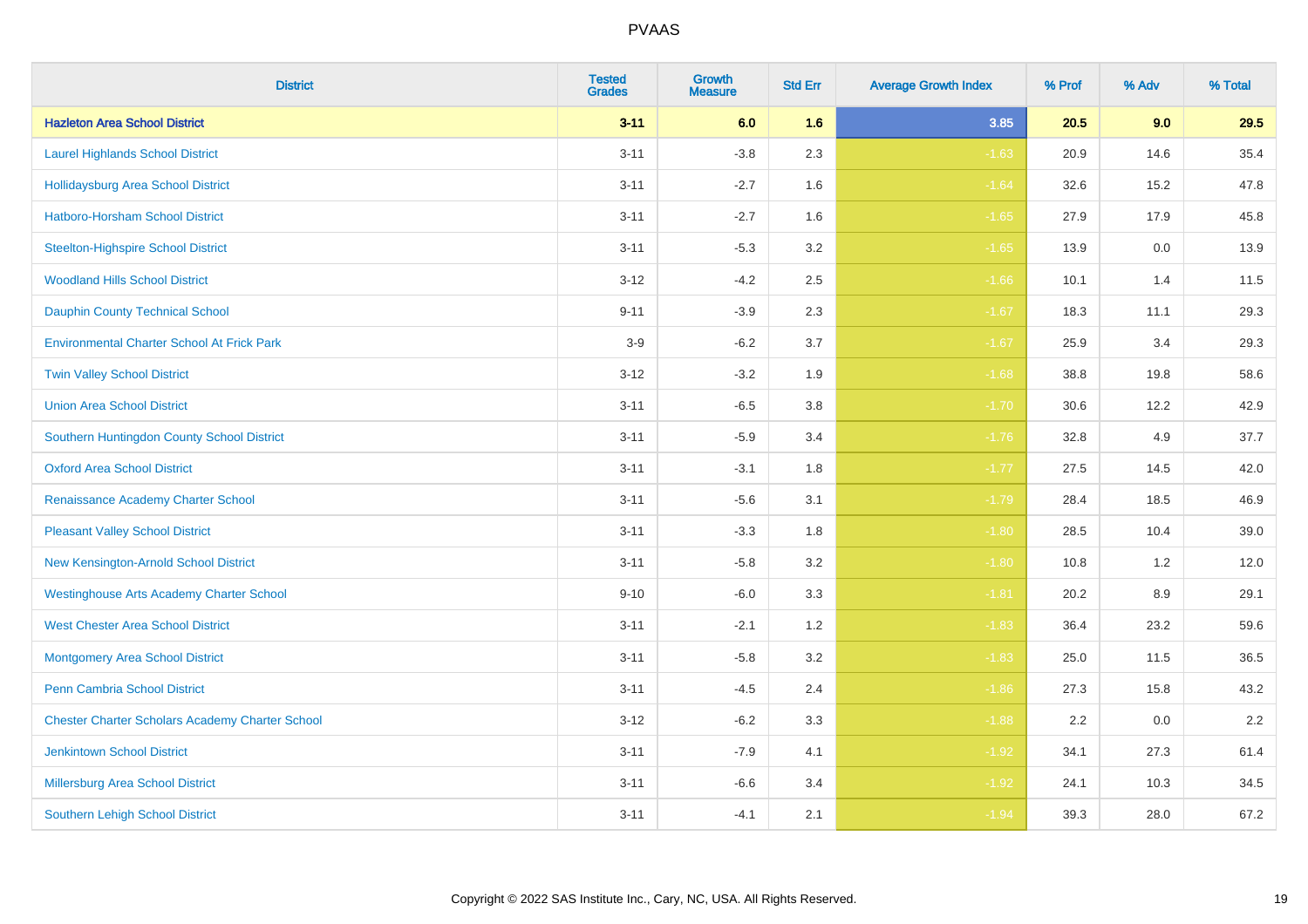PVAAS

| District | Tested Grades | Growth Measure | Std Err | Average Growth Index | % Prof | % Adv | % Total |
|---|---|---|---|---|---|---|---|
| **Hazleton Area School District** | **3-11** | **6.0** | **1.6** | **3.85** | **20.5** | **9.0** | **29.5** |
| Laurel Highlands School District | 3-11 | -3.8 | 2.3 | -1.63 | 20.9 | 14.6 | 35.4 |
| Hollidaysburg Area School District | 3-11 | -2.7 | 1.6 | -1.64 | 32.6 | 15.2 | 47.8 |
| Hatboro-Horsham School District | 3-11 | -2.7 | 1.6 | -1.65 | 27.9 | 17.9 | 45.8 |
| Steelton-Highspire School District | 3-11 | -5.3 | 3.2 | -1.65 | 13.9 | 0.0 | 13.9 |
| Woodland Hills School District | 3-12 | -4.2 | 2.5 | -1.66 | 10.1 | 1.4 | 11.5 |
| Dauphin County Technical School | 9-11 | -3.9 | 2.3 | -1.67 | 18.3 | 11.1 | 29.3 |
| Environmental Charter School At Frick Park | 3-9 | -6.2 | 3.7 | -1.67 | 25.9 | 3.4 | 29.3 |
| Twin Valley School District | 3-12 | -3.2 | 1.9 | -1.68 | 38.8 | 19.8 | 58.6 |
| Union Area School District | 3-11 | -6.5 | 3.8 | -1.70 | 30.6 | 12.2 | 42.9 |
| Southern Huntingdon County School District | 3-11 | -5.9 | 3.4 | -1.76 | 32.8 | 4.9 | 37.7 |
| Oxford Area School District | 3-11 | -3.1 | 1.8 | -1.77 | 27.5 | 14.5 | 42.0 |
| Renaissance Academy Charter School | 3-11 | -5.6 | 3.1 | -1.79 | 28.4 | 18.5 | 46.9 |
| Pleasant Valley School District | 3-11 | -3.3 | 1.8 | -1.80 | 28.5 | 10.4 | 39.0 |
| New Kensington-Arnold School District | 3-11 | -5.8 | 3.2 | -1.80 | 10.8 | 1.2 | 12.0 |
| Westinghouse Arts Academy Charter School | 9-10 | -6.0 | 3.3 | -1.81 | 20.2 | 8.9 | 29.1 |
| West Chester Area School District | 3-11 | -2.1 | 1.2 | -1.83 | 36.4 | 23.2 | 59.6 |
| Montgomery Area School District | 3-11 | -5.8 | 3.2 | -1.83 | 25.0 | 11.5 | 36.5 |
| Penn Cambria School District | 3-11 | -4.5 | 2.4 | -1.86 | 27.3 | 15.8 | 43.2 |
| Chester Charter Scholars Academy Charter School | 3-12 | -6.2 | 3.3 | -1.88 | 2.2 | 0.0 | 2.2 |
| Jenkintown School District | 3-11 | -7.9 | 4.1 | -1.92 | 34.1 | 27.3 | 61.4 |
| Millersburg Area School District | 3-11 | -6.6 | 3.4 | -1.92 | 24.1 | 10.3 | 34.5 |
| Southern Lehigh School District | 3-11 | -4.1 | 2.1 | -1.94 | 39.3 | 28.0 | 67.2 |

Copyright © 2022 SAS Institute Inc., Cary, NC, USA. All Rights Reserved.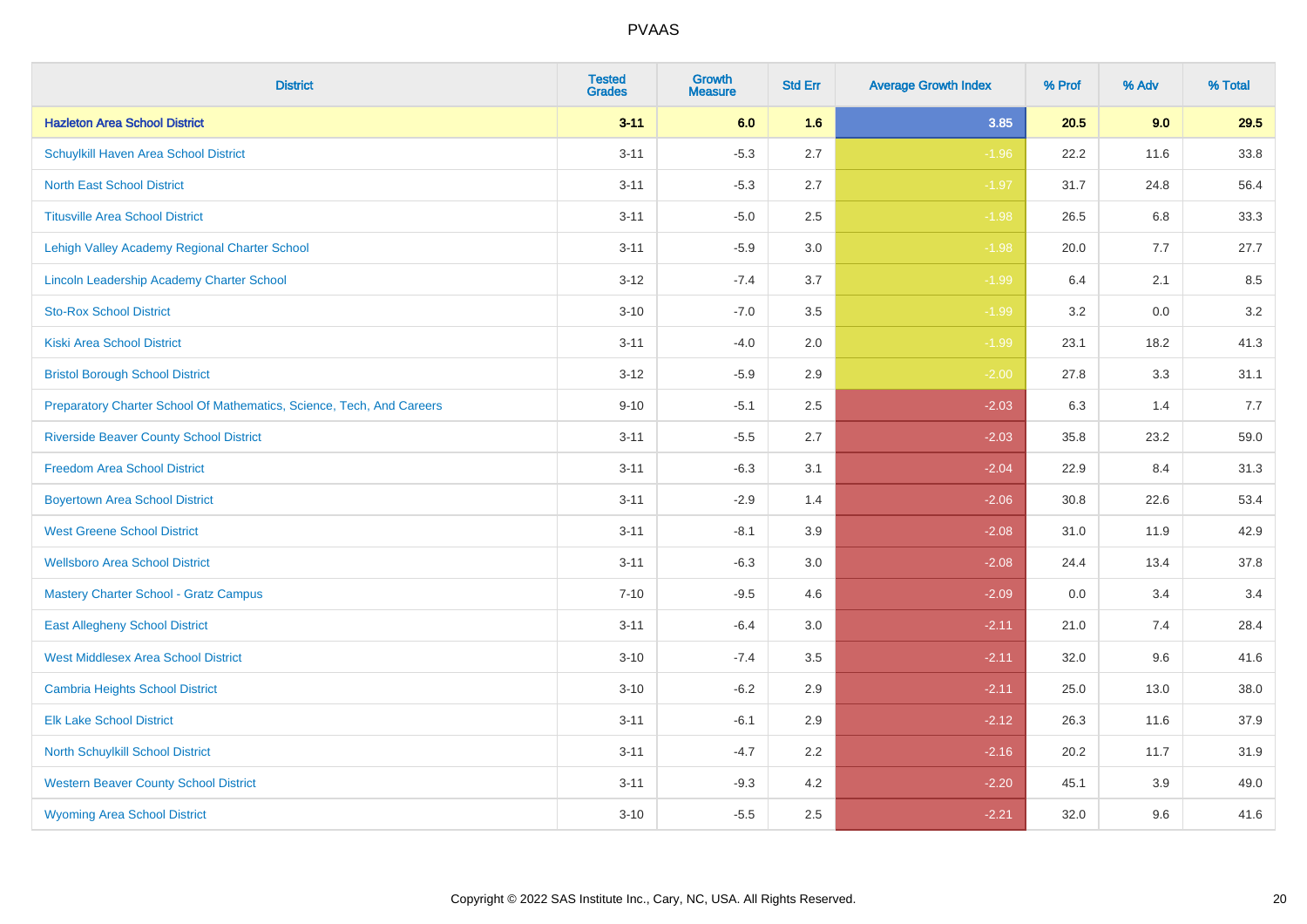# PVAAS

| District | Tested Grades | Growth Measure | Std Err | Average Growth Index | % Prof | % Adv | % Total |
|---|---|---|---|---|---|---|---|
| **Hazleton Area School District** | **3-11** | **6.0** | **1.6** | **3.85** | **20.5** | **9.0** | **29.5** |
| Schuylkill Haven Area School District | 3-11 | -5.3 | 2.7 | -1.96 | 22.2 | 11.6 | 33.8 |
| North East School District | 3-11 | -5.3 | 2.7 | -1.97 | 31.7 | 24.8 | 56.4 |
| Titusville Area School District | 3-11 | -5.0 | 2.5 | -1.98 | 26.5 | 6.8 | 33.3 |
| Lehigh Valley Academy Regional Charter School | 3-11 | -5.9 | 3.0 | -1.98 | 20.0 | 7.7 | 27.7 |
| Lincoln Leadership Academy Charter School | 3-12 | -7.4 | 3.7 | -1.99 | 6.4 | 2.1 | 8.5 |
| Sto-Rox School District | 3-10 | -7.0 | 3.5 | -1.99 | 3.2 | 0.0 | 3.2 |
| Kiski Area School District | 3-11 | -4.0 | 2.0 | -1.99 | 23.1 | 18.2 | 41.3 |
| Bristol Borough School District | 3-12 | -5.9 | 2.9 | -2.00 | 27.8 | 3.3 | 31.1 |
| Preparatory Charter School Of Mathematics, Science, Tech, And Careers | 9-10 | -5.1 | 2.5 | -2.03 | 6.3 | 1.4 | 7.7 |
| Riverside Beaver County School District | 3-11 | -5.5 | 2.7 | -2.03 | 35.8 | 23.2 | 59.0 |
| Freedom Area School District | 3-11 | -6.3 | 3.1 | -2.04 | 22.9 | 8.4 | 31.3 |
| Boyertown Area School District | 3-11 | -2.9 | 1.4 | -2.06 | 30.8 | 22.6 | 53.4 |
| West Greene School District | 3-11 | -8.1 | 3.9 | -2.08 | 31.0 | 11.9 | 42.9 |
| Wellsboro Area School District | 3-11 | -6.3 | 3.0 | -2.08 | 24.4 | 13.4 | 37.8 |
| Mastery Charter School - Gratz Campus | 7-10 | -9.5 | 4.6 | -2.09 | 0.0 | 3.4 | 3.4 |
| East Allegheny School District | 3-11 | -6.4 | 3.0 | -2.11 | 21.0 | 7.4 | 28.4 |
| West Middlesex Area School District | 3-10 | -7.4 | 3.5 | -2.11 | 32.0 | 9.6 | 41.6 |
| Cambria Heights School District | 3-10 | -6.2 | 2.9 | -2.11 | 25.0 | 13.0 | 38.0 |
| Elk Lake School District | 3-11 | -6.1 | 2.9 | -2.12 | 26.3 | 11.6 | 37.9 |
| North Schuylkill School District | 3-11 | -4.7 | 2.2 | -2.16 | 20.2 | 11.7 | 31.9 |
| Western Beaver County School District | 3-11 | -9.3 | 4.2 | -2.20 | 45.1 | 3.9 | 49.0 |
| Wyoming Area School District | 3-10 | -5.5 | 2.5 | -2.21 | 32.0 | 9.6 | 41.6 |

Copyright © 2022 SAS Institute Inc., Cary, NC, USA. All Rights Reserved.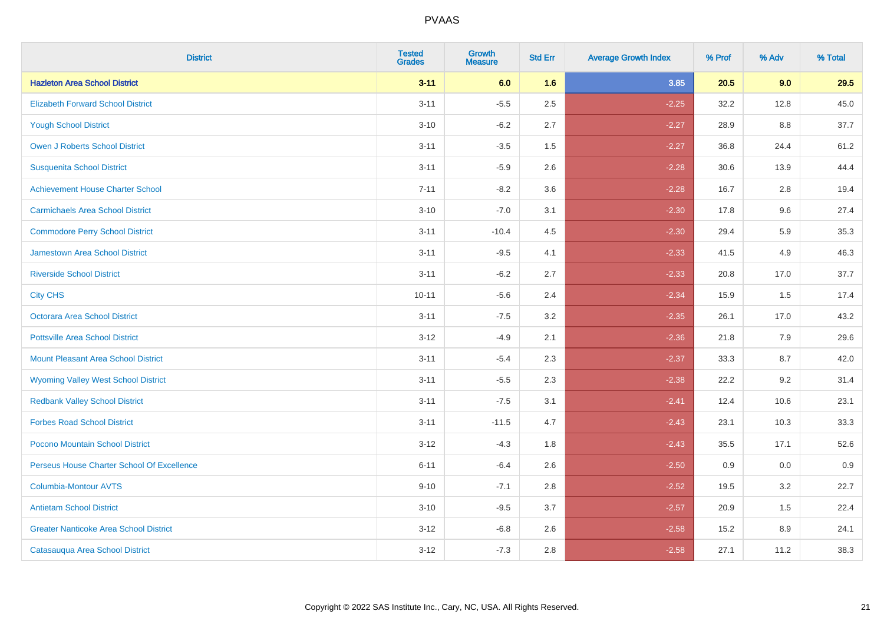| District | Tested Grades | Growth Measure | Std Err | Average Growth Index | % Prof | % Adv | % Total |
|---|---|---|---|---|---|---|---|
| **Hazleton Area School District** | **3-11** | **6.0** | **1.6** | **3.85** | **20.5** | **9.0** | **29.5** |
| Elizabeth Forward School District | 3-11 | -5.5 | 2.5 | -2.25 | 32.2 | 12.8 | 45.0 |
| Yough School District | 3-10 | -6.2 | 2.7 | -2.27 | 28.9 | 8.8 | 37.7 |
| Owen J Roberts School District | 3-11 | -3.5 | 1.5 | -2.27 | 36.8 | 24.4 | 61.2 |
| Susquenita School District | 3-11 | -5.9 | 2.6 | -2.28 | 30.6 | 13.9 | 44.4 |
| Achievement House Charter School | 7-11 | -8.2 | 3.6 | -2.28 | 16.7 | 2.8 | 19.4 |
| Carmichaels Area School District | 3-10 | -7.0 | 3.1 | -2.30 | 17.8 | 9.6 | 27.4 |
| Commodore Perry School District | 3-11 | -10.4 | 4.5 | -2.30 | 29.4 | 5.9 | 35.3 |
| Jamestown Area School District | 3-11 | -9.5 | 4.1 | -2.33 | 41.5 | 4.9 | 46.3 |
| Riverside School District | 3-11 | -6.2 | 2.7 | -2.33 | 20.8 | 17.0 | 37.7 |
| City CHS | 10-11 | -5.6 | 2.4 | -2.34 | 15.9 | 1.5 | 17.4 |
| Octorara Area School District | 3-11 | -7.5 | 3.2 | -2.35 | 26.1 | 17.0 | 43.2 |
| Pottsville Area School District | 3-12 | -4.9 | 2.1 | -2.36 | 21.8 | 7.9 | 29.6 |
| Mount Pleasant Area School District | 3-11 | -5.4 | 2.3 | -2.37 | 33.3 | 8.7 | 42.0 |
| Wyoming Valley West School District | 3-11 | -5.5 | 2.3 | -2.38 | 22.2 | 9.2 | 31.4 |
| Redbank Valley School District | 3-11 | -7.5 | 3.1 | -2.41 | 12.4 | 10.6 | 23.1 |
| Forbes Road School District | 3-11 | -11.5 | 4.7 | -2.43 | 23.1 | 10.3 | 33.3 |
| Pocono Mountain School District | 3-12 | -4.3 | 1.8 | -2.43 | 35.5 | 17.1 | 52.6 |
| Perseus House Charter School Of Excellence | 6-11 | -6.4 | 2.6 | -2.50 | 0.9 | 0.0 | 0.9 |
| Columbia-Montour AVTS | 9-10 | -7.1 | 2.8 | -2.52 | 19.5 | 3.2 | 22.7 |
| Antietam School District | 3-10 | -9.5 | 3.7 | -2.57 | 20.9 | 1.5 | 22.4 |
| Greater Nanticoke Area School District | 3-12 | -6.8 | 2.6 | -2.58 | 15.2 | 8.9 | 24.1 |
| Catasauqua Area School District | 3-12 | -7.3 | 2.8 | -2.58 | 27.1 | 11.2 | 38.3 |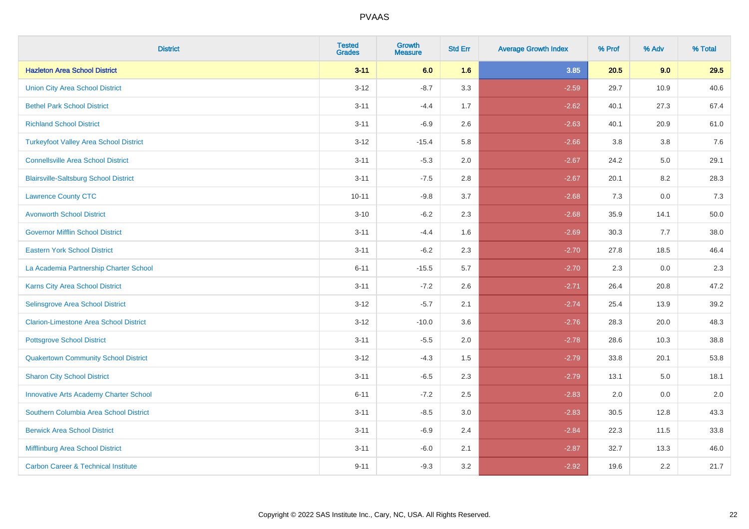# PVAAS

| District | Tested Grades | Growth Measure | Std Err | Average Growth Index | % Prof | % Adv | % Total |
|---|---|---|---|---|---|---|---|
| **Hazleton Area School District** | **3-11** | **6.0** | **1.6** | **3.85** | **20.5** | **9.0** | **29.5** |
| Union City Area School District | 3-12 | -8.7 | 3.3 | -2.59 | 29.7 | 10.9 | 40.6 |
| Bethel Park School District | 3-11 | -4.4 | 1.7 | -2.62 | 40.1 | 27.3 | 67.4 |
| Richland School District | 3-11 | -6.9 | 2.6 | -2.63 | 40.1 | 20.9 | 61.0 |
| Turkeyfoot Valley Area School District | 3-12 | -15.4 | 5.8 | -2.66 | 3.8 | 3.8 | 7.6 |
| Connellsville Area School District | 3-11 | -5.3 | 2.0 | -2.67 | 24.2 | 5.0 | 29.1 |
| Blairsville-Saltsburg School District | 3-11 | -7.5 | 2.8 | -2.67 | 20.1 | 8.2 | 28.3 |
| Lawrence County CTC | 10-11 | -9.8 | 3.7 | -2.68 | 7.3 | 0.0 | 7.3 |
| Avonworth School District | 3-10 | -6.2 | 2.3 | -2.68 | 35.9 | 14.1 | 50.0 |
| Governor Mifflin School District | 3-11 | -4.4 | 1.6 | -2.69 | 30.3 | 7.7 | 38.0 |
| Eastern York School District | 3-11 | -6.2 | 2.3 | -2.70 | 27.8 | 18.5 | 46.4 |
| La Academia Partnership Charter School | 6-11 | -15.5 | 5.7 | -2.70 | 2.3 | 0.0 | 2.3 |
| Karns City Area School District | 3-11 | -7.2 | 2.6 | -2.71 | 26.4 | 20.8 | 47.2 |
| Selinsgrove Area School District | 3-12 | -5.7 | 2.1 | -2.74 | 25.4 | 13.9 | 39.2 |
| Clarion-Limestone Area School District | 3-12 | -10.0 | 3.6 | -2.76 | 28.3 | 20.0 | 48.3 |
| Pottsgrove School District | 3-11 | -5.5 | 2.0 | -2.78 | 28.6 | 10.3 | 38.8 |
| Quakertown Community School District | 3-12 | -4.3 | 1.5 | -2.79 | 33.8 | 20.1 | 53.8 |
| Sharon City School District | 3-11 | -6.5 | 2.3 | -2.79 | 13.1 | 5.0 | 18.1 |
| Innovative Arts Academy Charter School | 6-11 | -7.2 | 2.5 | -2.83 | 2.0 | 0.0 | 2.0 |
| Southern Columbia Area School District | 3-11 | -8.5 | 3.0 | -2.83 | 30.5 | 12.8 | 43.3 |
| Berwick Area School District | 3-11 | -6.9 | 2.4 | -2.84 | 22.3 | 11.5 | 33.8 |
| Mifflinburg Area School District | 3-11 | -6.0 | 2.1 | -2.87 | 32.7 | 13.3 | 46.0 |
| Carbon Career & Technical Institute | 9-11 | -9.3 | 3.2 | -2.92 | 19.6 | 2.2 | 21.7 |

Copyright © 2022 SAS Institute Inc., Cary, NC, USA. All Rights Reserved.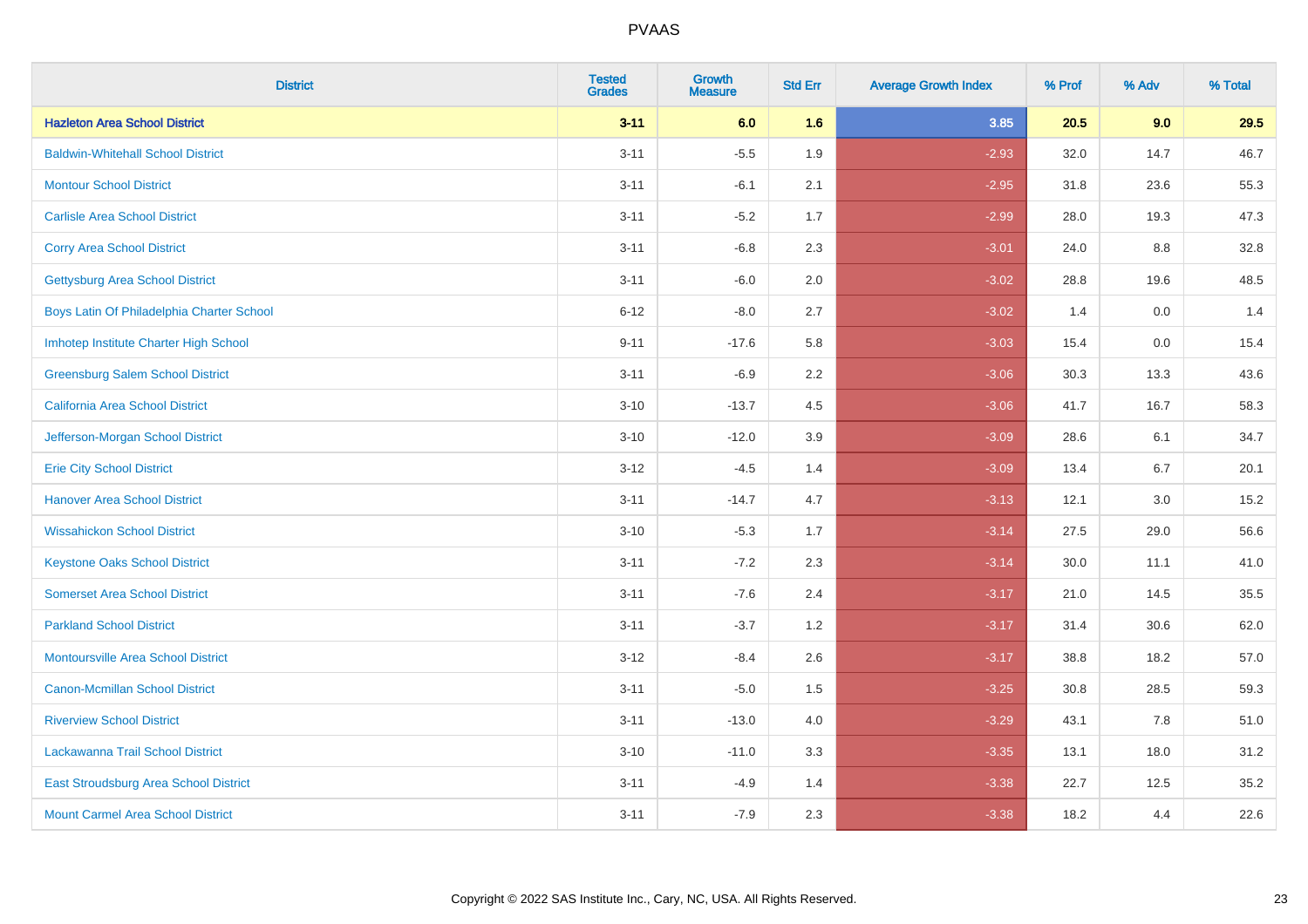| District | Tested Grades | Growth Measure | Std Err | Average Growth Index | % Prof | % Adv | % Total |
|---|---|---|---|---|---|---|---|
| **Hazleton Area School District** | **3-11** | **6.0** | **1.6** | **3.85** | **20.5** | **9.0** | **29.5** |
| Baldwin-Whitehall School District | 3-11 | -5.5 | 1.9 | -2.93 | 32.0 | 14.7 | 46.7 |
| Montour School District | 3-11 | -6.1 | 2.1 | -2.95 | 31.8 | 23.6 | 55.3 |
| Carlisle Area School District | 3-11 | -5.2 | 1.7 | -2.99 | 28.0 | 19.3 | 47.3 |
| Corry Area School District | 3-11 | -6.8 | 2.3 | -3.01 | 24.0 | 8.8 | 32.8 |
| Gettysburg Area School District | 3-11 | -6.0 | 2.0 | -3.02 | 28.8 | 19.6 | 48.5 |
| Boys Latin Of Philadelphia Charter School | 6-12 | -8.0 | 2.7 | -3.02 | 1.4 | 0.0 | 1.4 |
| Imhotep Institute Charter High School | 9-11 | -17.6 | 5.8 | -3.03 | 15.4 | 0.0 | 15.4 |
| Greensburg Salem School District | 3-11 | -6.9 | 2.2 | -3.06 | 30.3 | 13.3 | 43.6 |
| California Area School District | 3-10 | -13.7 | 4.5 | -3.06 | 41.7 | 16.7 | 58.3 |
| Jefferson-Morgan School District | 3-10 | -12.0 | 3.9 | -3.09 | 28.6 | 6.1 | 34.7 |
| Erie City School District | 3-12 | -4.5 | 1.4 | -3.09 | 13.4 | 6.7 | 20.1 |
| Hanover Area School District | 3-11 | -14.7 | 4.7 | -3.13 | 12.1 | 3.0 | 15.2 |
| Wissahickon School District | 3-10 | -5.3 | 1.7 | -3.14 | 27.5 | 29.0 | 56.6 |
| Keystone Oaks School District | 3-11 | -7.2 | 2.3 | -3.14 | 30.0 | 11.1 | 41.0 |
| Somerset Area School District | 3-11 | -7.6 | 2.4 | -3.17 | 21.0 | 14.5 | 35.5 |
| Parkland School District | 3-11 | -3.7 | 1.2 | -3.17 | 31.4 | 30.6 | 62.0 |
| Montoursville Area School District | 3-12 | -8.4 | 2.6 | -3.17 | 38.8 | 18.2 | 57.0 |
| Canon-Mcmillan School District | 3-11 | -5.0 | 1.5 | -3.25 | 30.8 | 28.5 | 59.3 |
| Riverview School District | 3-11 | -13.0 | 4.0 | -3.29 | 43.1 | 7.8 | 51.0 |
| Lackawanna Trail School District | 3-10 | -11.0 | 3.3 | -3.35 | 13.1 | 18.0 | 31.2 |
| East Stroudsburg Area School District | 3-11 | -4.9 | 1.4 | -3.38 | 22.7 | 12.5 | 35.2 |
| Mount Carmel Area School District | 3-11 | -7.9 | 2.3 | -3.38 | 18.2 | 4.4 | 22.6 |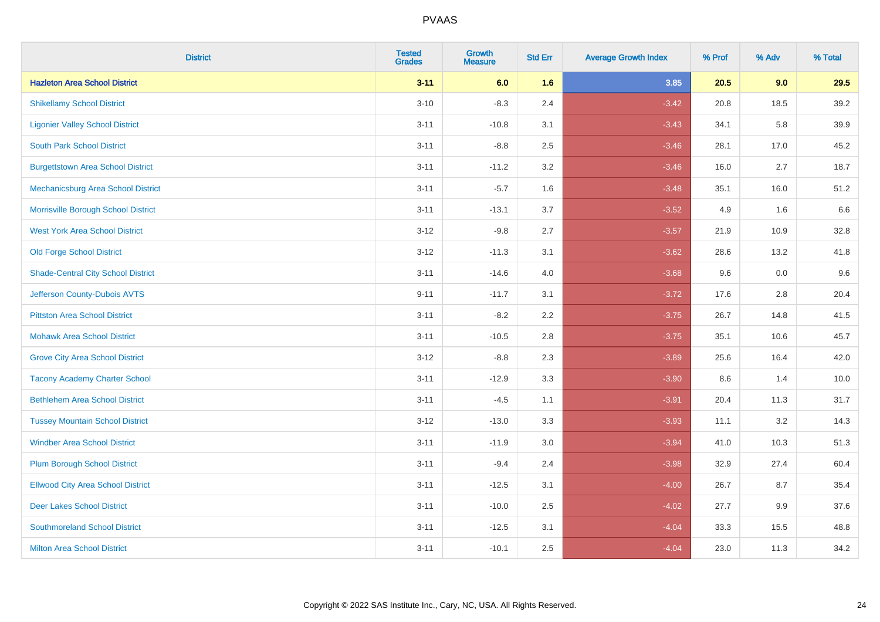| District | Tested Grades | Growth Measure | Std Err | Average Growth Index | % Prof | % Adv | % Total |
|---|---|---|---|---|---|---|---|
| **Hazleton Area School District** | **3-11** | **6.0** | **1.6** | **3.85** | **20.5** | **9.0** | **29.5** |
| Shikellamy School District | 3-10 | -8.3 | 2.4 | -3.42 | 20.8 | 18.5 | 39.2 |
| Ligonier Valley School District | 3-11 | -10.8 | 3.1 | -3.43 | 34.1 | 5.8 | 39.9 |
| South Park School District | 3-11 | -8.8 | 2.5 | -3.46 | 28.1 | 17.0 | 45.2 |
| Burgettstown Area School District | 3-11 | -11.2 | 3.2 | -3.46 | 16.0 | 2.7 | 18.7 |
| Mechanicsburg Area School District | 3-11 | -5.7 | 1.6 | -3.48 | 35.1 | 16.0 | 51.2 |
| Morrisville Borough School District | 3-11 | -13.1 | 3.7 | -3.52 | 4.9 | 1.6 | 6.6 |
| West York Area School District | 3-12 | -9.8 | 2.7 | -3.57 | 21.9 | 10.9 | 32.8 |
| Old Forge School District | 3-12 | -11.3 | 3.1 | -3.62 | 28.6 | 13.2 | 41.8 |
| Shade-Central City School District | 3-11 | -14.6 | 4.0 | -3.68 | 9.6 | 0.0 | 9.6 |
| Jefferson County-Dubois AVTS | 9-11 | -11.7 | 3.1 | -3.72 | 17.6 | 2.8 | 20.4 |
| Pittston Area School District | 3-11 | -8.2 | 2.2 | -3.75 | 26.7 | 14.8 | 41.5 |
| Mohawk Area School District | 3-11 | -10.5 | 2.8 | -3.75 | 35.1 | 10.6 | 45.7 |
| Grove City Area School District | 3-12 | -8.8 | 2.3 | -3.89 | 25.6 | 16.4 | 42.0 |
| Tacony Academy Charter School | 3-11 | -12.9 | 3.3 | -3.90 | 8.6 | 1.4 | 10.0 |
| Bethlehem Area School District | 3-11 | -4.5 | 1.1 | -3.91 | 20.4 | 11.3 | 31.7 |
| Tussey Mountain School District | 3-12 | -13.0 | 3.3 | -3.93 | 11.1 | 3.2 | 14.3 |
| Windber Area School District | 3-11 | -11.9 | 3.0 | -3.94 | 41.0 | 10.3 | 51.3 |
| Plum Borough School District | 3-11 | -9.4 | 2.4 | -3.98 | 32.9 | 27.4 | 60.4 |
| Ellwood City Area School District | 3-11 | -12.5 | 3.1 | -4.00 | 26.7 | 8.7 | 35.4 |
| Deer Lakes School District | 3-11 | -10.0 | 2.5 | -4.02 | 27.7 | 9.9 | 37.6 |
| Southmoreland School District | 3-11 | -12.5 | 3.1 | -4.04 | 33.3 | 15.5 | 48.8 |
| Milton Area School District | 3-11 | -10.1 | 2.5 | -4.04 | 23.0 | 11.3 | 34.2 |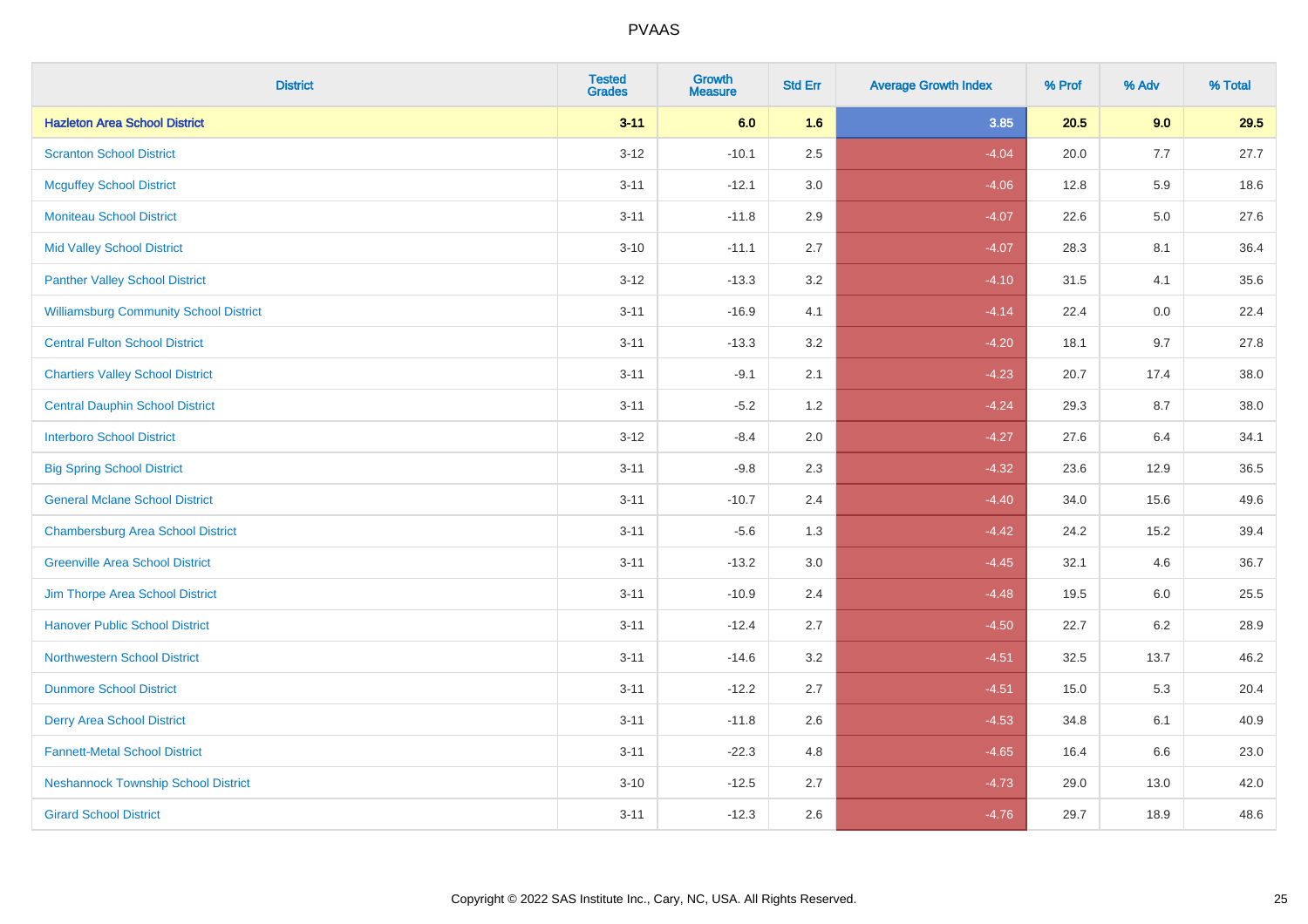| District | Tested Grades | Growth Measure | Std Err | Average Growth Index | % Prof | % Adv | % Total |
|---|---|---|---|---|---|---|---|
| **Hazleton Area School District** | **3-11** | **6.0** | **1.6** | **3.85** | **20.5** | **9.0** | **29.5** |
| Scranton School District | 3-12 | -10.1 | 2.5 | -4.04 | 20.0 | 7.7 | 27.7 |
| Mcguffey School District | 3-11 | -12.1 | 3.0 | -4.06 | 12.8 | 5.9 | 18.6 |
| Moniteau School District | 3-11 | -11.8 | 2.9 | -4.07 | 22.6 | 5.0 | 27.6 |
| Mid Valley School District | 3-10 | -11.1 | 2.7 | -4.07 | 28.3 | 8.1 | 36.4 |
| Panther Valley School District | 3-12 | -13.3 | 3.2 | -4.10 | 31.5 | 4.1 | 35.6 |
| Williamsburg Community School District | 3-11 | -16.9 | 4.1 | -4.14 | 22.4 | 0.0 | 22.4 |
| Central Fulton School District | 3-11 | -13.3 | 3.2 | -4.20 | 18.1 | 9.7 | 27.8 |
| Chartiers Valley School District | 3-11 | -9.1 | 2.1 | -4.23 | 20.7 | 17.4 | 38.0 |
| Central Dauphin School District | 3-11 | -5.2 | 1.2 | -4.24 | 29.3 | 8.7 | 38.0 |
| Interboro School District | 3-12 | -8.4 | 2.0 | -4.27 | 27.6 | 6.4 | 34.1 |
| Big Spring School District | 3-11 | -9.8 | 2.3 | -4.32 | 23.6 | 12.9 | 36.5 |
| General Mclane School District | 3-11 | -10.7 | 2.4 | -4.40 | 34.0 | 15.6 | 49.6 |
| Chambersburg Area School District | 3-11 | -5.6 | 1.3 | -4.42 | 24.2 | 15.2 | 39.4 |
| Greenville Area School District | 3-11 | -13.2 | 3.0 | -4.45 | 32.1 | 4.6 | 36.7 |
| Jim Thorpe Area School District | 3-11 | -10.9 | 2.4 | -4.48 | 19.5 | 6.0 | 25.5 |
| Hanover Public School District | 3-11 | -12.4 | 2.7 | -4.50 | 22.7 | 6.2 | 28.9 |
| Northwestern School District | 3-11 | -14.6 | 3.2 | -4.51 | 32.5 | 13.7 | 46.2 |
| Dunmore School District | 3-11 | -12.2 | 2.7 | -4.51 | 15.0 | 5.3 | 20.4 |
| Derry Area School District | 3-11 | -11.8 | 2.6 | -4.53 | 34.8 | 6.1 | 40.9 |
| Fannett-Metal School District | 3-11 | -22.3 | 4.8 | -4.65 | 16.4 | 6.6 | 23.0 |
| Neshannock Township School District | 3-10 | -12.5 | 2.7 | -4.73 | 29.0 | 13.0 | 42.0 |
| Girard School District | 3-11 | -12.3 | 2.6 | -4.76 | 29.7 | 18.9 | 48.6 |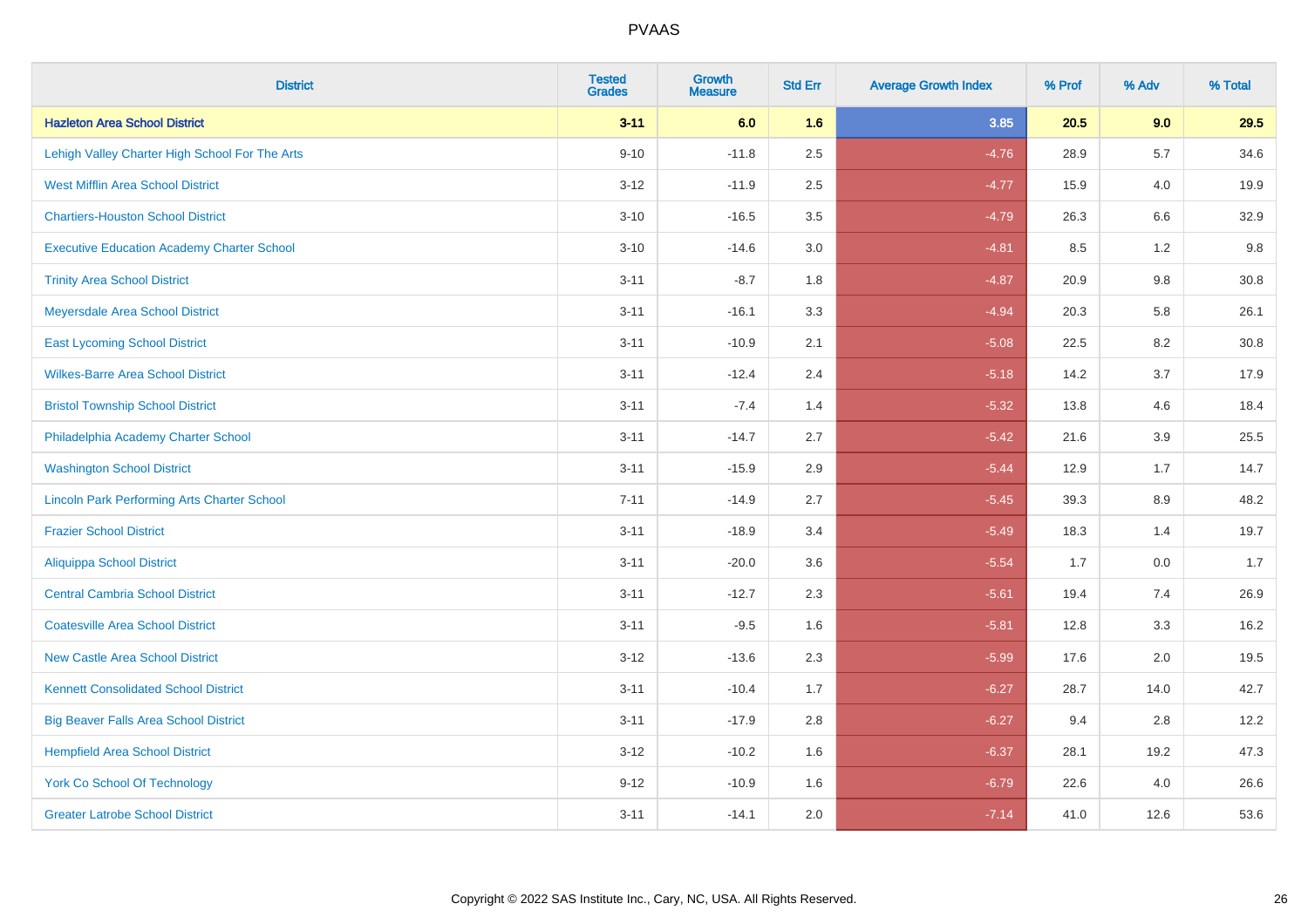| District | Tested Grades | Growth Measure | Std Err | Average Growth Index | % Prof | % Adv | % Total |
|---|---|---|---|---|---|---|---|
| **Hazleton Area School District** | **3-11** | **6.0** | **1.6** | **3.85** | **20.5** | **9.0** | **29.5** |
| Lehigh Valley Charter High School For The Arts | 9-10 | -11.8 | 2.5 | -4.76 | 28.9 | 5.7 | 34.6 |
| West Mifflin Area School District | 3-12 | -11.9 | 2.5 | -4.77 | 15.9 | 4.0 | 19.9 |
| Chartiers-Houston School District | 3-10 | -16.5 | 3.5 | -4.79 | 26.3 | 6.6 | 32.9 |
| Executive Education Academy Charter School | 3-10 | -14.6 | 3.0 | -4.81 | 8.5 | 1.2 | 9.8 |
| Trinity Area School District | 3-11 | -8.7 | 1.8 | -4.87 | 20.9 | 9.8 | 30.8 |
| Meyersdale Area School District | 3-11 | -16.1 | 3.3 | -4.94 | 20.3 | 5.8 | 26.1 |
| East Lycoming School District | 3-11 | -10.9 | 2.1 | -5.08 | 22.5 | 8.2 | 30.8 |
| Wilkes-Barre Area School District | 3-11 | -12.4 | 2.4 | -5.18 | 14.2 | 3.7 | 17.9 |
| Bristol Township School District | 3-11 | -7.4 | 1.4 | -5.32 | 13.8 | 4.6 | 18.4 |
| Philadelphia Academy Charter School | 3-11 | -14.7 | 2.7 | -5.42 | 21.6 | 3.9 | 25.5 |
| Washington School District | 3-11 | -15.9 | 2.9 | -5.44 | 12.9 | 1.7 | 14.7 |
| Lincoln Park Performing Arts Charter School | 7-11 | -14.9 | 2.7 | -5.45 | 39.3 | 8.9 | 48.2 |
| Frazier School District | 3-11 | -18.9 | 3.4 | -5.49 | 18.3 | 1.4 | 19.7 |
| Aliquippa School District | 3-11 | -20.0 | 3.6 | -5.54 | 1.7 | 0.0 | 1.7 |
| Central Cambria School District | 3-11 | -12.7 | 2.3 | -5.61 | 19.4 | 7.4 | 26.9 |
| Coatesville Area School District | 3-11 | -9.5 | 1.6 | -5.81 | 12.8 | 3.3 | 16.2 |
| New Castle Area School District | 3-12 | -13.6 | 2.3 | -5.99 | 17.6 | 2.0 | 19.5 |
| Kennett Consolidated School District | 3-11 | -10.4 | 1.7 | -6.27 | 28.7 | 14.0 | 42.7 |
| Big Beaver Falls Area School District | 3-11 | -17.9 | 2.8 | -6.27 | 9.4 | 2.8 | 12.2 |
| Hempfield Area School District | 3-12 | -10.2 | 1.6 | -6.37 | 28.1 | 19.2 | 47.3 |
| York Co School Of Technology | 9-12 | -10.9 | 1.6 | -6.79 | 22.6 | 4.0 | 26.6 |
| Greater Latrobe School District | 3-11 | -14.1 | 2.0 | -7.14 | 41.0 | 12.6 | 53.6 |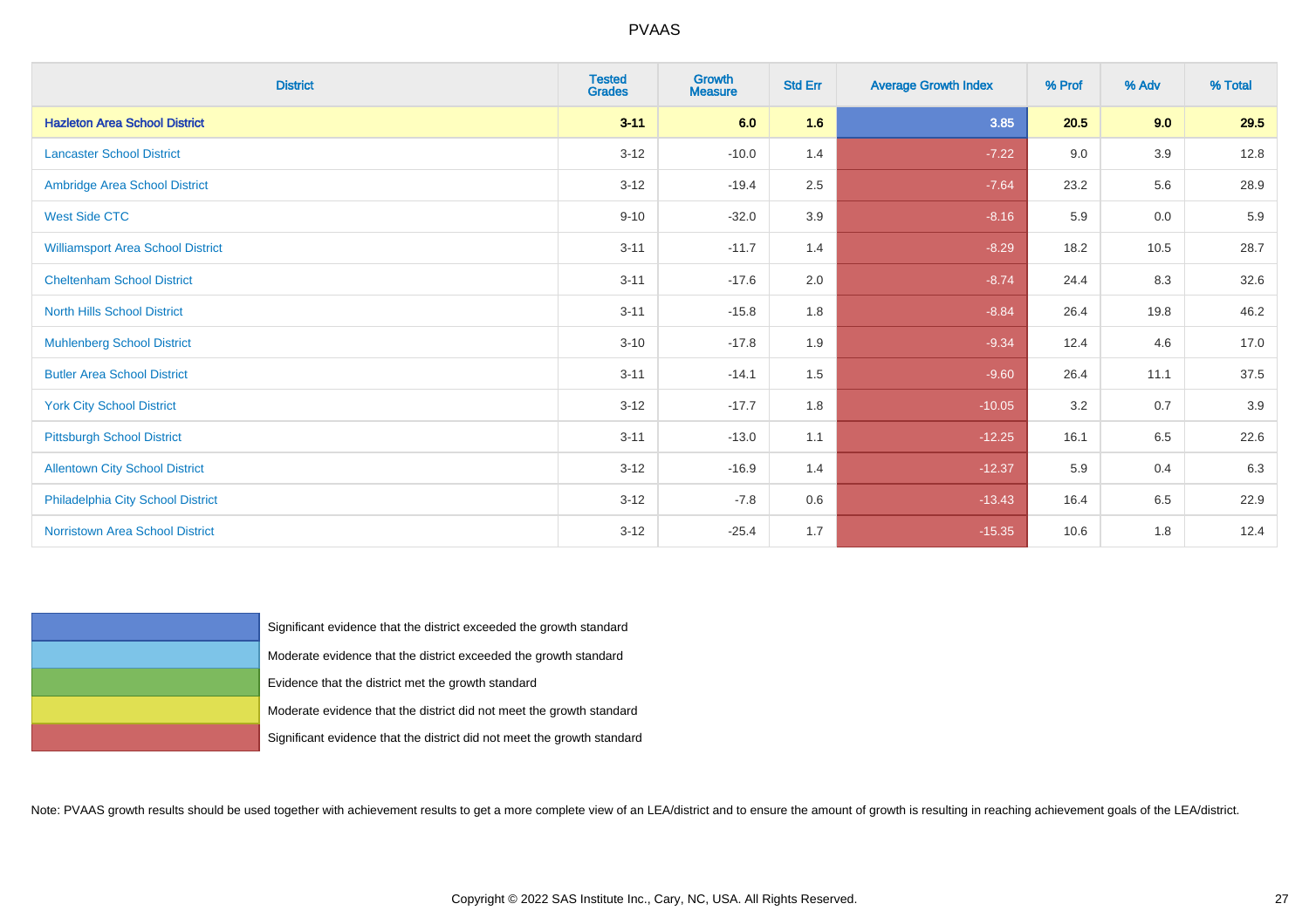PVAAS

| District | Tested Grades | Growth Measure | Std Err | Average Growth Index | % Prof | % Adv | % Total |
|---|---|---|---|---|---|---|---|
| **Hazleton Area School District** | **3-11** | **6.0** | **1.6** | **3.85** | **20.5** | **9.0** | **29.5** |
| Lancaster School District | 3-12 | -10.0 | 1.4 | -7.22 | 9.0 | 3.9 | 12.8 |
| Ambridge Area School District | 3-12 | -19.4 | 2.5 | -7.64 | 23.2 | 5.6 | 28.9 |
| West Side CTC | 9-10 | -32.0 | 3.9 | -8.16 | 5.9 | 0.0 | 5.9 |
| Williamsport Area School District | 3-11 | -11.7 | 1.4 | -8.29 | 18.2 | 10.5 | 28.7 |
| Cheltenham School District | 3-11 | -17.6 | 2.0 | -8.74 | 24.4 | 8.3 | 32.6 |
| North Hills School District | 3-11 | -15.8 | 1.8 | -8.84 | 26.4 | 19.8 | 46.2 |
| Muhlenberg School District | 3-10 | -17.8 | 1.9 | -9.34 | 12.4 | 4.6 | 17.0 |
| Butler Area School District | 3-11 | -14.1 | 1.5 | -9.60 | 26.4 | 11.1 | 37.5 |
| York City School District | 3-12 | -17.7 | 1.8 | -10.05 | 3.2 | 0.7 | 3.9 |
| Pittsburgh School District | 3-11 | -13.0 | 1.1 | -12.25 | 16.1 | 6.5 | 22.6 |
| Allentown City School District | 3-12 | -16.9 | 1.4 | -12.37 | 5.9 | 0.4 | 6.3 |
| Philadelphia City School District | 3-12 | -7.8 | 0.6 | -13.43 | 16.4 | 6.5 | 22.9 |
| Norristown Area School District | 3-12 | -25.4 | 1.7 | -15.35 | 10.6 | 1.8 | 12.4 |

Significant evidence that the district exceeded the growth standard

Moderate evidence that the district exceeded the growth standard

Evidence that the district met the growth standard

Moderate evidence that the district did not meet the growth standard

Significant evidence that the district did not meet the growth standard

Note: PVAAS growth results should be used together with achievement results to get a more complete view of an LEA/district and to ensure the amount of growth is resulting in reaching achievement goals of the LEA/district.

Copyright © 2022 SAS Institute Inc., Cary, NC, USA. All Rights Reserved.